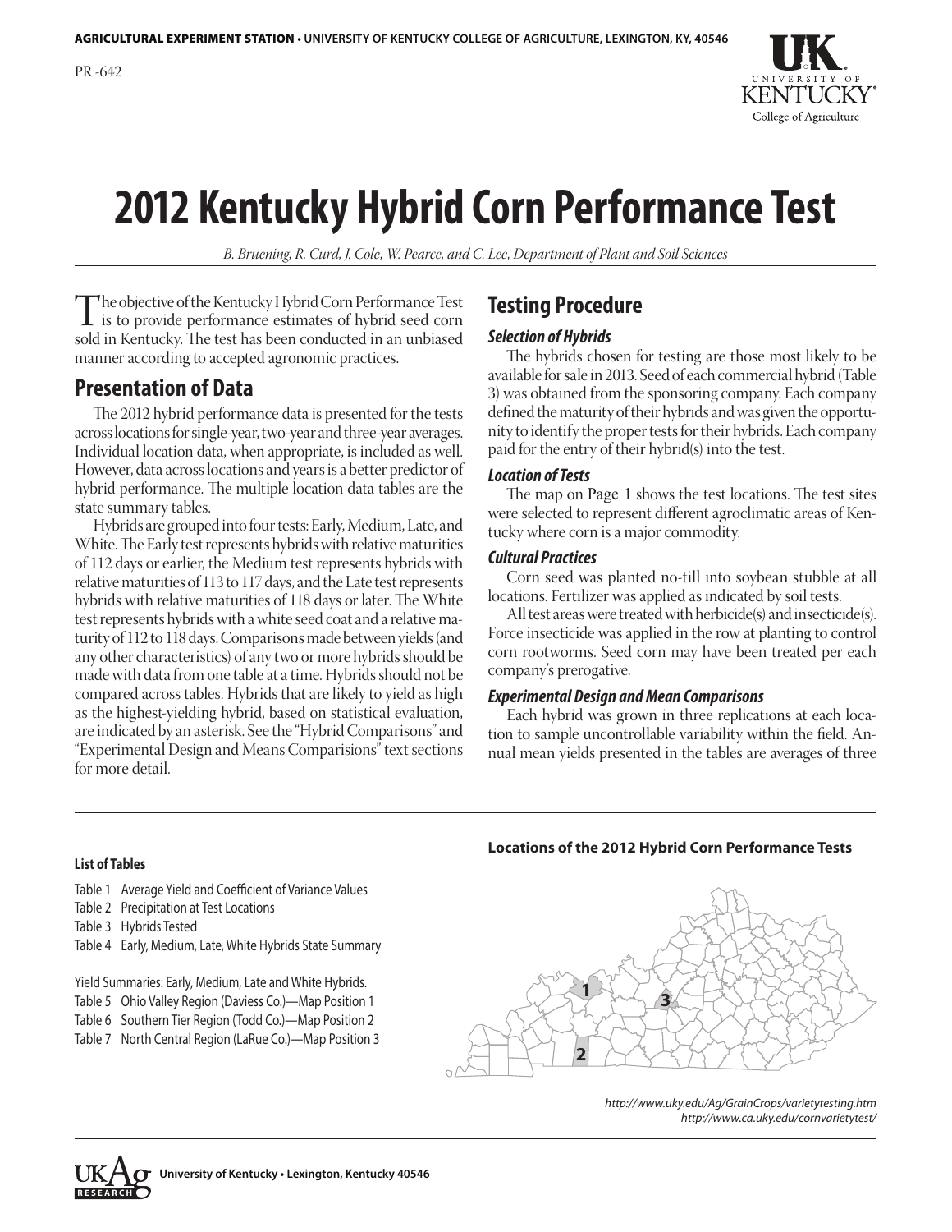**AGRICULTURAL EXPERIMENT STATION • UNIVERSITY OF KENTUCKY COLLEGE OF AGRICULTURE, LEXINGTON, KY, 40546**

PR -642

# 2012 Kentucky Hybrid Corn Performance Test

*B. Bruening, R. Curd, J. Cole, W. Pearce, and C. Lee, Department of Plant and Soil Sciences*

The objective of the Kentucky Hybrid Corn Performance Test is to provide performance estimates of hybrid seed corn sold in Kentucky. The test has been conducted in an unbiased manner according to accepted agronomic practices.

## Presentation of Data

The 2012 hybrid performance data is presented for the tests across locations for single-year, two-year and three-year averages. Individual location data, when appropriate, is included as well. However, data across locations and years is a better predictor of hybrid performance. The multiple location data tables are the state summary tables.

Hybrids are grouped into four tests: Early, Medium, Late, and White. The Early test represents hybrids with relative maturities of 112 days or earlier, the Medium test represents hybrids with relative maturities of 113 to 117 days, and the Late test represents hybrids with relative maturities of 118 days or later. The White test represents hybrids with a white seed coat and a relative maturity of 112 to 118 days. Comparisons made between yields (and any other characteristics) of any two or more hybrids should be made with data from one table at a time. Hybrids should not be compared across tables. Hybrids that are likely to yield as high as the highest-yielding hybrid, based on statistical evaluation, are indicated by an asterisk. See the "Hybrid Comparisons" and "Experimental Design and Means Comparisions" text sections for more detail.

## Testing Procedure

### *Selection of Hybrids*

The hybrids chosen for testing are those most likely to be available for sale in 2013. Seed of each commercial hybrid (Table 3) was obtained from the sponsoring company. Each company defined the maturity of their hybrids and was given the opportunity to identify the proper tests for their hybrids. Each company paid for the entry of their hybrid(s) into the test.

### *Location of Tests*

The map on Page 1 shows the test locations. The test sites were selected to represent different agroclimatic areas of Kentucky where corn is a major commodity.

### *Cultural Practices*

Corn seed was planted no-till into soybean stubble at all locations. Fertilizer was applied as indicated by soil tests.

All test areas were treated with herbicide(s) and insecticide(s). Force insecticide was applied in the row at planting to control corn rootworms. Seed corn may have been treated per each company's prerogative.

### *Experimental Design and Mean Comparisons*

Each hybrid was grown in three replications at each location to sample uncontrollable variability within the field. Annual mean yields presented in the tables are averages of three

**List of Tables**

- Table 1 Average Yield and Coefficient of Variance Values
- Table 2 Precipitation at Test Locations
- Table 3 Hybrids Tested
- Table 4 Early, Medium, Late, White Hybrids State Summary

Yield Summaries: Early, Medium, Late and White Hybrids.

- Table 5 Ohio Valley Region (Daviess Co.)—Map Position 1
- Table 6 Southern Tier Region (Todd Co.)—Map Position 2
- Table 7 North Central Region (LaRue Co.)—Map Position 3

**Locations of the 2012 Hybrid Corn Performance Tests**

1 2 3

*http://www.uky.edu/Ag/GrainCrops/varietytesting.htm*
*http://www.ca.uky.edu/cornvarietytest/*

**University of Kentucky • Lexington, Kentucky 40546**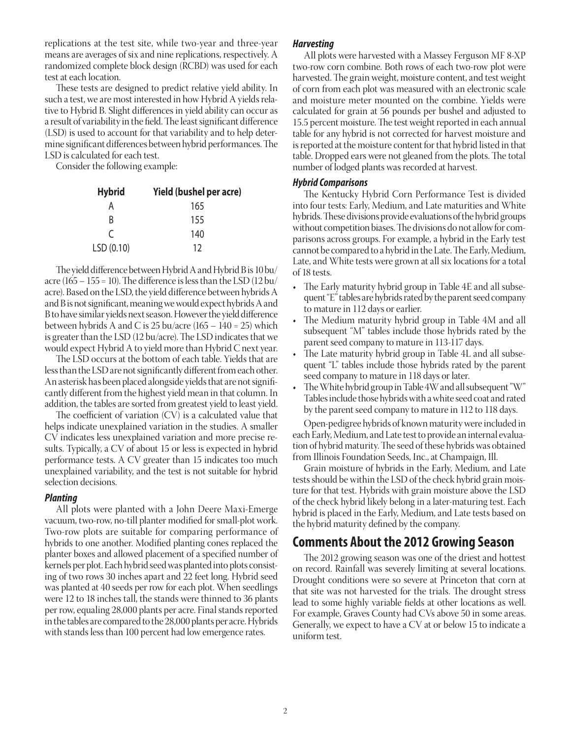replications at the test site, while two-year and three-year means are averages of six and nine replications, respectively. A randomized complete block design (RCBD) was used for each test at each location.

These tests are designed to predict relative yield ability. In such a test, we are most interested in how Hybrid A yields relative to Hybrid B. Slight differences in yield ability can occur as a result of variability in the field. The least significant difference (LSD) is used to account for that variability and to help determine significant differences between hybrid performances. The LSD is calculated for each test.

Consider the following example:

| Hybrid | Yield (bushel per acre) |
|---|---|
| A | 165 |
| B | 155 |
| C | 140 |
| LSD (0.10) | 12 |

The yield difference between Hybrid A and Hybrid B is 10 bu/acre (165 – 155 = 10). The difference is less than the LSD (12 bu/acre). Based on the LSD, the yield difference between hybrids A and B is not significant, meaning we would expect hybrids A and B to have similar yields next season. However the yield difference between hybrids A and C is 25 bu/acre (165 – 140 = 25) which is greater than the LSD (12 bu/acre). The LSD indicates that we would expect Hybrid A to yield more than Hybrid C next year.

The LSD occurs at the bottom of each table. Yields that are less than the LSD are not significantly different from each other. An asterisk has been placed alongside yields that are not significantly different from the highest yield mean in that column. In addition, the tables are sorted from greatest yield to least yield.

The coefficient of variation (CV) is a calculated value that helps indicate unexplained variation in the studies. A smaller CV indicates less unexplained variation and more precise results. Typically, a CV of about 15 or less is expected in hybrid performance tests. A CV greater than 15 indicates too much unexplained variability, and the test is not suitable for hybrid selection decisions.

### *Planting*

All plots were planted with a John Deere Maxi-Emerge vacuum, two-row, no-till planter modified for small-plot work. Two-row plots are suitable for comparing performance of hybrids to one another. Modified planting cones replaced the planter boxes and allowed placement of a specified number of kernels per plot. Each hybrid seed was planted into plots consisting of two rows 30 inches apart and 22 feet long. Hybrid seed was planted at 40 seeds per row for each plot. When seedlings were 12 to 18 inches tall, the stands were thinned to 36 plants per row, equaling 28,000 plants per acre. Final stands reported in the tables are compared to the 28,000 plants per acre. Hybrids with stands less than 100 percent had low emergence rates.

### *Harvesting*

All plots were harvested with a Massey Ferguson MF 8-XP two-row corn combine. Both rows of each two-row plot were harvested. The grain weight, moisture content, and test weight of corn from each plot was measured with an electronic scale and moisture meter mounted on the combine. Yields were calculated for grain at 56 pounds per bushel and adjusted to 15.5 percent moisture. The test weight reported in each annual table for any hybrid is not corrected for harvest moisture and is reported at the moisture content for that hybrid listed in that table. Dropped ears were not gleaned from the plots. The total number of lodged plants was recorded at harvest.

### *Hybrid Comparisons*

The Kentucky Hybrid Corn Performance Test is divided into four tests: Early, Medium, and Late maturities and White hybrids. These divisions provide evaluations of the hybrid groups without competition biases. The divisions do not allow for comparisons across groups. For example, a hybrid in the Early test cannot be compared to a hybrid in the Late. The Early, Medium, Late, and White tests were grown at all six locations for a total of 18 tests.

- The Early maturity hybrid group in Table 4E and all subsequent "E" tables are hybrids rated by the parent seed company to mature in 112 days or earlier.
- The Medium maturity hybrid group in Table 4M and all subsequent "M" tables include those hybrids rated by the parent seed company to mature in 113-117 days.
- The Late maturity hybrid group in Table 4L and all subsequent "L" tables include those hybrids rated by the parent seed company to mature in 118 days or later.
- The White hybrid group in Table 4W and all subsequent "W" Tables include those hybrids with a white seed coat and rated by the parent seed company to mature in 112 to 118 days.

Open-pedigree hybrids of known maturity were included in each Early, Medium, and Late test to provide an internal evaluation of hybrid maturity. The seed of these hybrids was obtained from Illinois Foundation Seeds, Inc., at Champaign, Ill.

Grain moisture of hybrids in the Early, Medium, and Late tests should be within the LSD of the check hybrid grain moisture for that test. Hybrids with grain moisture above the LSD of the check hybrid likely belong in a later-maturing test. Each hybrid is placed in the Early, Medium, and Late tests based on the hybrid maturity defined by the company.

## Comments About the 2012 Growing Season

The 2012 growing season was one of the driest and hottest on record. Rainfall was severely limiting at several locations. Drought conditions were so severe at Princeton that corn at that site was not harvested for the trials. The drought stress lead to some highly variable fields at other locations as well. For example, Graves County had CVs above 50 in some areas. Generally, we expect to have a CV at or below 15 to indicate a uniform test.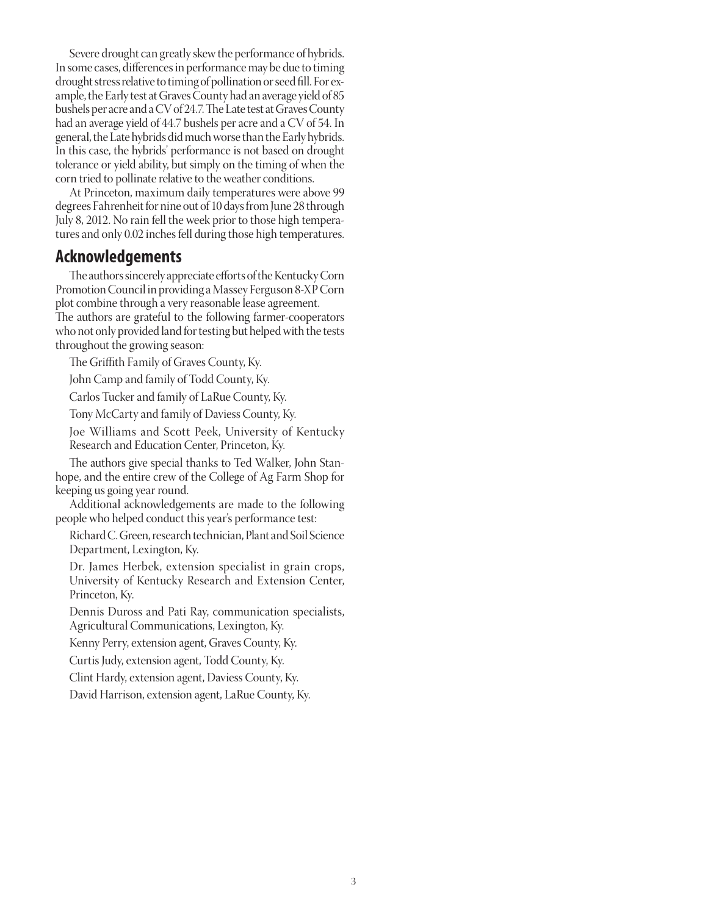Severe drought can greatly skew the performance of hybrids. In some cases, differences in performance may be due to timing drought stress relative to timing of pollination or seed fill. For example, the Early test at Graves County had an average yield of 85 bushels per acre and a CV of 24.7. The Late test at Graves County had an average yield of 44.7 bushels per acre and a CV of 54. In general, the Late hybrids did much worse than the Early hybrids. In this case, the hybrids' performance is not based on drought tolerance or yield ability, but simply on the timing of when the corn tried to pollinate relative to the weather conditions.

At Princeton, maximum daily temperatures were above 99 degrees Fahrenheit for nine out of 10 days from June 28 through July 8, 2012. No rain fell the week prior to those high temperatures and only 0.02 inches fell during those high temperatures.

## Acknowledgements

The authors sincerely appreciate efforts of the Kentucky Corn Promotion Council in providing a Massey Ferguson 8-XP Corn plot combine through a very reasonable lease agreement.

The authors are grateful to the following farmer-cooperators who not only provided land for testing but helped with the tests throughout the growing season:

The Griffith Family of Graves County, Ky.

John Camp and family of Todd County, Ky.

Carlos Tucker and family of LaRue County, Ky.

Tony McCarty and family of Daviess County, Ky.

Joe Williams and Scott Peek, University of Kentucky Research and Education Center, Princeton, Ky.

The authors give special thanks to Ted Walker, John Stanhope, and the entire crew of the College of Ag Farm Shop for keeping us going year round.

Additional acknowledgements are made to the following people who helped conduct this year's performance test:

Richard C. Green, research technician, Plant and Soil Science Department, Lexington, Ky.

Dr. James Herbek, extension specialist in grain crops, University of Kentucky Research and Extension Center, Princeton, Ky.

Dennis Duross and Pati Ray, communication specialists, Agricultural Communications, Lexington, Ky.

Kenny Perry, extension agent, Graves County, Ky.

Curtis Judy, extension agent, Todd County, Ky.

Clint Hardy, extension agent, Daviess County, Ky.

David Harrison, extension agent, LaRue County, Ky.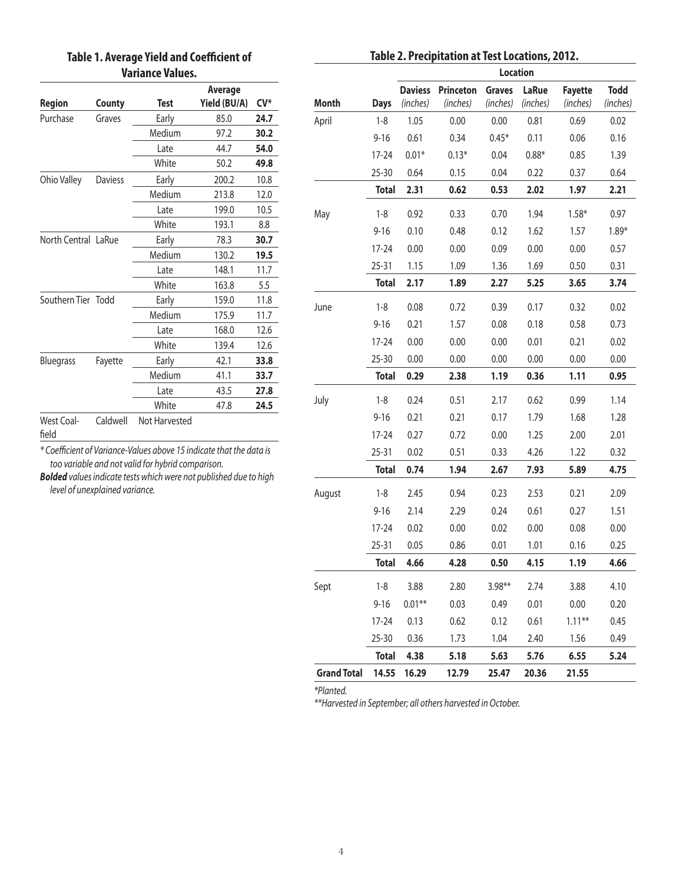## Table 1. Average Yield and Coefficient of Variance Values.

| Region | County | Test | Average Yield (BU/A) | CV* |
|---|---|---|---|---|
| Purchase | Graves | Early | 85.0 | **24.7** |
| | | Medium | 97.2 | **30.2** |
| | | Late | 44.7 | **54.0** |
| | | White | 50.2 | **49.8** |
| Ohio Valley | Daviess | Early | 200.2 | 10.8 |
| | | Medium | 213.8 | 12.0 |
| | | Late | 199.0 | 10.5 |
| | | White | 193.1 | 8.8 |
| North Central | LaRue | Early | 78.3 | **30.7** |
| | | Medium | 130.2 | **19.5** |
| | | Late | 148.1 | 11.7 |
| | | White | 163.8 | 5.5 |
| Southern Tier | Todd | Early | 159.0 | 11.8 |
| | | Medium | 175.9 | 11.7 |
| | | Late | 168.0 | 12.6 |
| | | White | 139.4 | 12.6 |
| Bluegrass | Fayette | Early | 42.1 | **33.8** |
| | | Medium | 41.1 | **33.7** |
| | | Late | 43.5 | **27.8** |
| | | White | 47.8 | **24.5** |
| West Coal-field | Caldwell | Not Harvested | | |

*\* Coefficient of Variance-Values above 15 indicate that the data is too variable and not valid for hybrid comparison.*

***Bolded** values indicate tests which were not published due to high level of unexplained variance.*

## Table 2. Precipitation at Test Locations, 2012.

| | | Location | | | | | |
|---|---|---|---|---|---|---|---|
| **Month** | **Days** | **Daviess** *(inches)* | **Princeton** *(inches)* | **Graves** *(inches)* | **LaRue** *(inches)* | **Fayette** *(inches)* | **Todd** *(inches)* |
| April | 1-8 | 1.05 | 0.00 | 0.00 | 0.81 | 0.69 | 0.02 |
| | 9-16 | 0.61 | 0.34 | 0.45* | 0.11 | 0.06 | 0.16 |
| | 17-24 | 0.01* | 0.13* | 0.04 | 0.88* | 0.85 | 1.39 |
| | 25-30 | 0.64 | 0.15 | 0.04 | 0.22 | 0.37 | 0.64 |
| | **Total** | **2.31** | **0.62** | **0.53** | **2.02** | **1.97** | **2.21** |
| May | 1-8 | 0.92 | 0.33 | 0.70 | 1.94 | 1.58* | 0.97 |
| | 9-16 | 0.10 | 0.48 | 0.12 | 1.62 | 1.57 | 1.89* |
| | 17-24 | 0.00 | 0.00 | 0.09 | 0.00 | 0.00 | 0.57 |
| | 25-31 | 1.15 | 1.09 | 1.36 | 1.69 | 0.50 | 0.31 |
| | **Total** | **2.17** | **1.89** | **2.27** | **5.25** | **3.65** | **3.74** |
| June | 1-8 | 0.08 | 0.72 | 0.39 | 0.17 | 0.32 | 0.02 |
| | 9-16 | 0.21 | 1.57 | 0.08 | 0.18 | 0.58 | 0.73 |
| | 17-24 | 0.00 | 0.00 | 0.00 | 0.01 | 0.21 | 0.02 |
| | 25-30 | 0.00 | 0.00 | 0.00 | 0.00 | 0.00 | 0.00 |
| | **Total** | **0.29** | **2.38** | **1.19** | **0.36** | **1.11** | **0.95** |
| July | 1-8 | 0.24 | 0.51 | 2.17 | 0.62 | 0.99 | 1.14 |
| | 9-16 | 0.21 | 0.21 | 0.17 | 1.79 | 1.68 | 1.28 |
| | 17-24 | 0.27 | 0.72 | 0.00 | 1.25 | 2.00 | 2.01 |
| | 25-31 | 0.02 | 0.51 | 0.33 | 4.26 | 1.22 | 0.32 |
| | **Total** | **0.74** | **1.94** | **2.67** | **7.93** | **5.89** | **4.75** |
| August | 1-8 | 2.45 | 0.94 | 0.23 | 2.53 | 0.21 | 2.09 |
| | 9-16 | 2.14 | 2.29 | 0.24 | 0.61 | 0.27 | 1.51 |
| | 17-24 | 0.02 | 0.00 | 0.02 | 0.00 | 0.08 | 0.00 |
| | 25-31 | 0.05 | 0.86 | 0.01 | 1.01 | 0.16 | 0.25 |
| | **Total** | **4.66** | **4.28** | **0.50** | **4.15** | **1.19** | **4.66** |
| Sept | 1-8 | 3.88 | 2.80 | 3.98** | 2.74 | 3.88 | 4.10 |
| | 9-16 | 0.01** | 0.03 | 0.49 | 0.01 | 0.00 | 0.20 |
| | 17-24 | 0.13 | 0.62 | 0.12 | 0.61 | 1.11** | 0.45 |
| | 25-30 | 0.36 | 1.73 | 1.04 | 2.40 | 1.56 | 0.49 |
| | **Total** | **4.38** | **5.18** | **5.63** | **5.76** | **6.55** | **5.24** |
| **Grand Total** | **14.55** | **16.29** | **12.79** | **25.47** | **20.36** | **21.55** | |

*\*Planted.*

*\*\*Harvested in September; all others harvested in October.*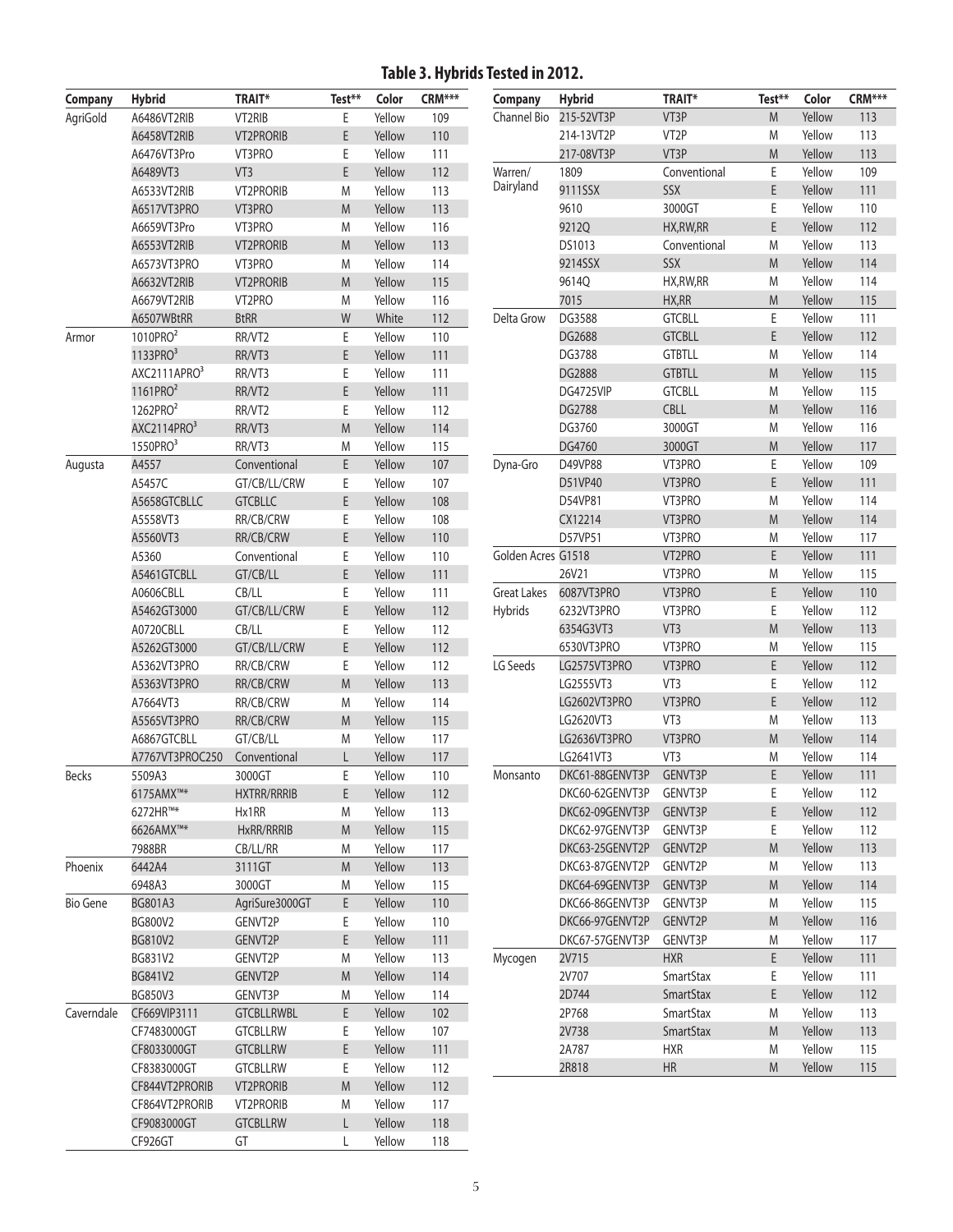# Table 3. Hybrids Tested in 2012.

| Company | Hybrid | TRAIT* | Test** | Color | CRM*** |
|---|---|---|---|---|---|
| AgriGold | A6486VT2RIB | VT2RIB | E | Yellow | 109 |
| | A6458VT2RIB | VT2PRORIB | E | Yellow | 110 |
| | A6476VT3Pro | VT3PRO | E | Yellow | 111 |
| | A6489VT3 | VT3 | E | Yellow | 112 |
| | A6533VT2RIB | VT2PRORIB | M | Yellow | 113 |
| | A6517VT3PRO | VT3PRO | M | Yellow | 113 |
| | A6659VT3Pro | VT3PRO | M | Yellow | 116 |
| | A6553VT2RIB | VT2PRORIB | M | Yellow | 113 |
| | A6573VT3PRO | VT3PRO | M | Yellow | 114 |
| | A6632VT2RIB | VT2PRORIB | M | Yellow | 115 |
| | A6679VT2RIB | VT2PRO | M | Yellow | 116 |
| | A6507WBtRR | BtRR | W | White | 112 |
| Armor | 1010PRO[2] | RR/VT2 | E | Yellow | 110 |
| | 1133PRO[3] | RR/VT3 | E | Yellow | 111 |
| | AXC2111APRO[3] | RR/VT3 | E | Yellow | 111 |
| | 1161PRO[2] | RR/VT2 | E | Yellow | 111 |
| | 1262PRO[2] | RR/VT2 | E | Yellow | 112 |
| | AXC2114PRO[3] | RR/VT3 | M | Yellow | 114 |
| | 1550PRO[3] | RR/VT3 | M | Yellow | 115 |
| Augusta | A4557 | Conventional | E | Yellow | 107 |
| | A5457C | GT/CB/LL/CRW | E | Yellow | 107 |
| | A5658GTCBLLC | GTCBLLC | E | Yellow | 108 |
| | A5558VT3 | RR/CB/CRW | E | Yellow | 108 |
| | A5560VT3 | RR/CB/CRW | E | Yellow | 110 |
| | A5360 | Conventional | E | Yellow | 110 |
| | A5461GTCBLL | GT/CB/LL | E | Yellow | 111 |
| | A0606CBLL | CB/LL | E | Yellow | 111 |
| | A5462GT3000 | GT/CB/LL/CRW | E | Yellow | 112 |
| | A0720CBLL | CB/LL | E | Yellow | 112 |
| | A5262GT3000 | GT/CB/LL/CRW | E | Yellow | 112 |
| | A5362VT3PRO | RR/CB/CRW | E | Yellow | 112 |
| | A5363VT3PRO | RR/CB/CRW | M | Yellow | 113 |
| | A7664VT3 | RR/CB/CRW | M | Yellow | 114 |
| | A5565VT3PRO | RR/CB/CRW | M | Yellow | 115 |
| | A6867GTCBLL | GT/CB/LL | M | Yellow | 117 |
| | A7767VT3PROC250 | Conventional | L | Yellow | 117 |
| Becks | 5509A3 | 3000GT | E | Yellow | 110 |
| | 6175AMX™* | HXTRR/RRRIB | E | Yellow | 112 |
| | 6272HR™* | Hx1RR | M | Yellow | 113 |
| | 6626AMX™* | HxRR/RRRIB | M | Yellow | 115 |
| | 7988BR | CB/LL/RR | M | Yellow | 117 |
| Phoenix | 6442A4 | 3111GT | M | Yellow | 113 |
| | 6948A3 | 3000GT | M | Yellow | 115 |
| Bio Gene | BG801A3 | AgriSure3000GT | E | Yellow | 110 |
| | BG800V2 | GENVT2P | E | Yellow | 110 |
| | BG810V2 | GENVT2P | E | Yellow | 111 |
| | BG831V2 | GENVT2P | M | Yellow | 113 |
| | BG841V2 | GENVT2P | M | Yellow | 114 |
| | BG850V3 | GENVT3P | M | Yellow | 114 |
| Caverndale | CF669VIP3111 | GTCBLLRWBL | E | Yellow | 102 |
| | CF7483000GT | GTCBLLRW | E | Yellow | 107 |
| | CF8033000GT | GTCBLLRW | E | Yellow | 111 |
| | CF8383000GT | GTCBLLRW | E | Yellow | 112 |
| | CF844VT2PRORIB | VT2PRORIB | M | Yellow | 112 |
| | CF864VT2PRORIB | VT2PRORIB | M | Yellow | 117 |
| | CF9083000GT | GTCBLLRW | L | Yellow | 118 |
| | CF926GT | GT | L | Yellow | 118 |
| Channel Bio | 215-52VT3P | VT3P | M | Yellow | 113 |
| | 214-13VT2P | VT2P | M | Yellow | 113 |
| | 217-08VT3P | VT3P | M | Yellow | 113 |
| Warren/ Dairyland | 1809 | Conventional | E | Yellow | 109 |
| | 9111SSX | SSX | E | Yellow | 111 |
| | 9610 | 3000GT | E | Yellow | 110 |
| | 9212Q | HX,RW,RR | E | Yellow | 112 |
| | DS1013 | Conventional | M | Yellow | 113 |
| | 9214SSX | SSX | M | Yellow | 114 |
| | 9614Q | HX,RW,RR | M | Yellow | 114 |
| | 7015 | HX,RR | M | Yellow | 115 |
| Delta Grow | DG3588 | GTCBLL | E | Yellow | 111 |
| | DG2688 | GTCBLL | E | Yellow | 112 |
| | DG3788 | GTBTLL | M | Yellow | 114 |
| | DG2888 | GTBTLL | M | Yellow | 115 |
| | DG4725VIP | GTCBLL | M | Yellow | 115 |
| | DG2788 | CBLL | M | Yellow | 116 |
| | DG3760 | 3000GT | M | Yellow | 116 |
| | DG4760 | 3000GT | M | Yellow | 117 |
| Dyna-Gro | D49VP88 | VT3PRO | E | Yellow | 109 |
| | D51VP40 | VT3PRO | E | Yellow | 111 |
| | D54VP81 | VT3PRO | M | Yellow | 114 |
| | CX12214 | VT3PRO | M | Yellow | 114 |
| | D57VP51 | VT3PRO | M | Yellow | 117 |
| Golden Acres | G1518 | VT2PRO | E | Yellow | 111 |
| | 26V21 | VT3PRO | M | Yellow | 115 |
| Great Lakes Hybrids | 6087VT3PRO | VT3PRO | E | Yellow | 110 |
| | 6232VT3PRO | VT3PRO | E | Yellow | 112 |
| | 6354G3VT3 | VT3 | M | Yellow | 113 |
| | 6530VT3PRO | VT3PRO | M | Yellow | 115 |
| LG Seeds | LG2575VT3PRO | VT3PRO | E | Yellow | 112 |
| | LG2555VT3 | VT3 | E | Yellow | 112 |
| | LG2602VT3PRO | VT3PRO | E | Yellow | 112 |
| | LG2620VT3 | VT3 | M | Yellow | 113 |
| | LG2636VT3PRO | VT3PRO | M | Yellow | 114 |
| | LG2641VT3 | VT3 | M | Yellow | 114 |
| Monsanto | DKC61-88GENVT3P | GENVT3P | E | Yellow | 111 |
| | DKC60-62GENVT3P | GENVT3P | E | Yellow | 112 |
| | DKC62-09GENVT3P | GENVT3P | E | Yellow | 112 |
| | DKC62-97GENVT3P | GENVT3P | E | Yellow | 112 |
| | DKC63-25GENVT2P | GENVT2P | M | Yellow | 113 |
| | DKC63-87GENVT2P | GENVT2P | M | Yellow | 113 |
| | DKC64-69GENVT3P | GENVT3P | M | Yellow | 114 |
| | DKC66-86GENVT3P | GENVT3P | M | Yellow | 115 |
| | DKC66-97GENVT2P | GENVT2P | M | Yellow | 116 |
| | DKC67-57GENVT3P | GENVT3P | M | Yellow | 117 |
| Mycogen | 2V715 | HXR | E | Yellow | 111 |
| | 2V707 | SmartStax | E | Yellow | 111 |
| | 2D744 | SmartStax | E | Yellow | 112 |
| | 2P768 | SmartStax | M | Yellow | 113 |
| | 2V738 | SmartStax | M | Yellow | 113 |
| | 2A787 | HXR | M | Yellow | 115 |
| | 2R818 | HR | M | Yellow | 115 |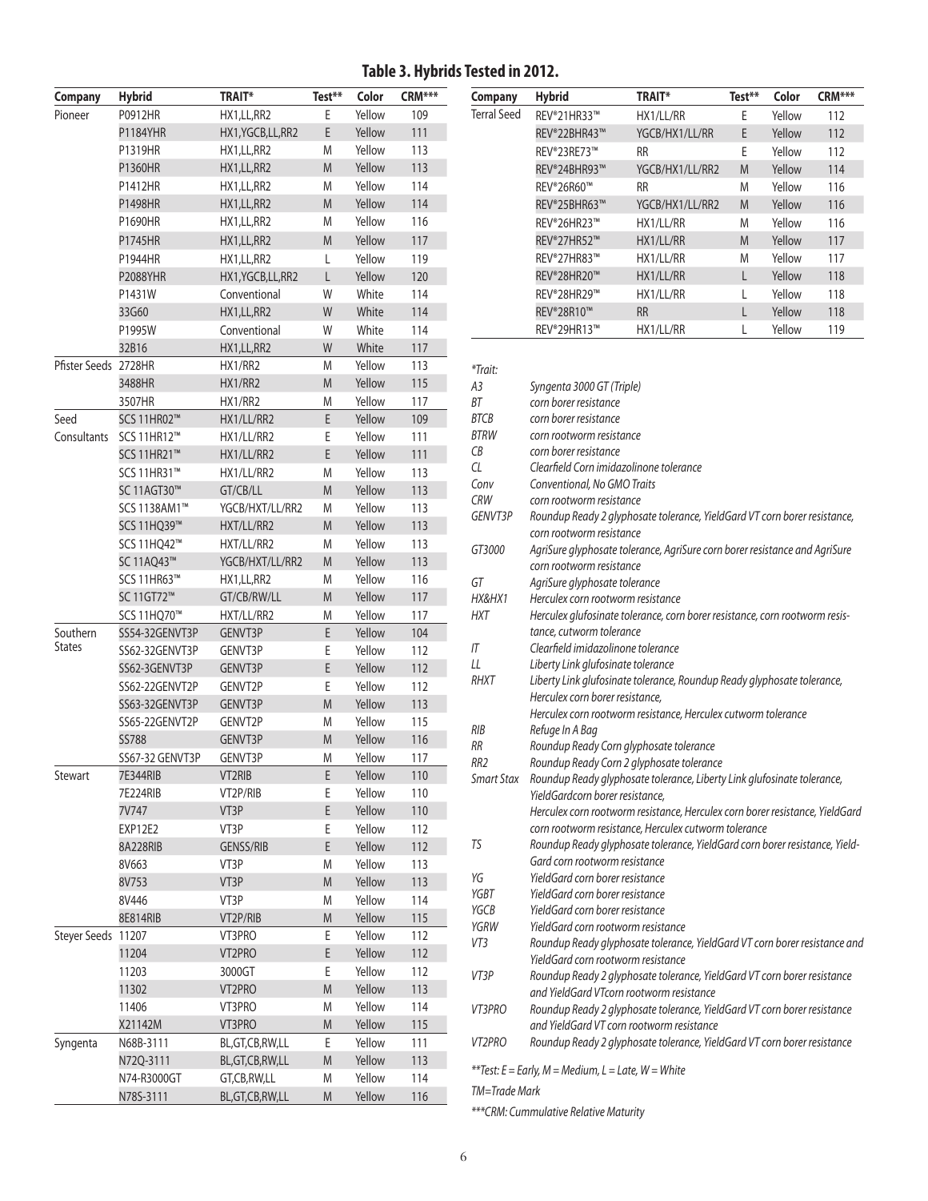# Table 3. Hybrids Tested in 2012.

| Company | Hybrid | TRAIT* | Test** | Color | CRM*** |
|---|---|---|---|---|---|
| Pioneer | P0912HR | HX1,LL,RR2 | E | Yellow | 109 |
| | P1184YHR | HX1,YGCB,LL,RR2 | E | Yellow | 111 |
| | P1319HR | HX1,LL,RR2 | M | Yellow | 113 |
| | P1360HR | HX1,LL,RR2 | M | Yellow | 113 |
| | P1412HR | HX1,LL,RR2 | M | Yellow | 114 |
| | P1498HR | HX1,LL,RR2 | M | Yellow | 114 |
| | P1690HR | HX1,LL,RR2 | M | Yellow | 116 |
| | P1745HR | HX1,LL,RR2 | M | Yellow | 117 |
| | P1944HR | HX1,LL,RR2 | L | Yellow | 119 |
| | P2088YHR | HX1,YGCB,LL,RR2 | L | Yellow | 120 |
| | P1431W | Conventional | W | White | 114 |
| | 33G60 | HX1,LL,RR2 | W | White | 114 |
| | P1995W | Conventional | W | White | 114 |
| | 32B16 | HX1,LL,RR2 | W | White | 117 |
| Pfister Seeds | 2728HR | HX1/RR2 | M | Yellow | 113 |
| | 3488HR | HX1/RR2 | M | Yellow | 115 |
| | 3507HR | HX1/RR2 | M | Yellow | 117 |
| Seed Consultants | SCS 11HR02™ | HX1/LL/RR2 | E | Yellow | 109 |
| | SCS 11HR12™ | HX1/LL/RR2 | E | Yellow | 111 |
| | SCS 11HR21™ | HX1/LL/RR2 | E | Yellow | 111 |
| | SCS 11HR31™ | HX1/LL/RR2 | M | Yellow | 113 |
| | SC 11AGT30™ | GT/CB/LL | M | Yellow | 113 |
| | SCS 1138AM1™ | YGCB/HXT/LL/RR2 | M | Yellow | 113 |
| | SCS 11HQ39™ | HXT/LL/RR2 | M | Yellow | 113 |
| | SCS 11HQ42™ | HXT/LL/RR2 | M | Yellow | 113 |
| | SC 11AQ43™ | YGCB/HXT/LL/RR2 | M | Yellow | 113 |
| | SCS 11HR63™ | HX1,LL,RR2 | M | Yellow | 116 |
| | SC 11GT72™ | GT/CB/RW/LL | M | Yellow | 117 |
| | SCS 11HQ70™ | HXT/LL/RR2 | M | Yellow | 117 |
| Southern States | SS54-32GENVT3P | GENVT3P | E | Yellow | 104 |
| | SS62-32GENVT3P | GENVT3P | E | Yellow | 112 |
| | SS62-3GENVT3P | GENVT3P | E | Yellow | 112 |
| | SS62-22GENVT2P | GENVT2P | E | Yellow | 112 |
| | SS63-32GENVT3P | GENVT3P | M | Yellow | 113 |
| | SS65-22GENVT2P | GENVT2P | M | Yellow | 115 |
| | SS788 | GENVT3P | M | Yellow | 116 |
| | SS67-32 GENVT3P | GENVT3P | M | Yellow | 117 |
| Stewart | 7E344RIB | VT2RIB | E | Yellow | 110 |
| | 7E224RIB | VT2P/RIB | E | Yellow | 110 |
| | 7V747 | VT3P | E | Yellow | 110 |
| | EXP12E2 | VT3P | E | Yellow | 112 |
| | 8A228RIB | GENSS/RIB | E | Yellow | 112 |
| | 8V663 | VT3P | M | Yellow | 113 |
| | 8V753 | VT3P | M | Yellow | 113 |
| | 8V446 | VT3P | M | Yellow | 114 |
| | 8E814RIB | VT2P/RIB | M | Yellow | 115 |
| Steyer Seeds | 11207 | VT3PRO | E | Yellow | 112 |
| | 11204 | VT2PRO | E | Yellow | 112 |
| | 11203 | 3000GT | E | Yellow | 112 |
| | 11302 | VT2PRO | M | Yellow | 113 |
| | 11406 | VT3PRO | M | Yellow | 114 |
| | X21142M | VT3PRO | M | Yellow | 115 |
| Syngenta | N68B-3111 | BL,GT,CB,RW,LL | E | Yellow | 111 |
| | N72Q-3111 | BL,GT,CB,RW,LL | M | Yellow | 113 |
| | N74-R3000GT | GT,CB,RW,LL | M | Yellow | 114 |
| | N78S-3111 | BL,GT,CB,RW,LL | M | Yellow | 116 |
| Terral Seed | REV®21HR33™ | HX1/LL/RR | E | Yellow | 112 |
| | REV®22BHR43™ | YGCB/HX1/LL/RR | E | Yellow | 112 |
| | REV®23RE73™ | RR | E | Yellow | 112 |
| | REV®24BHR93™ | YGCB/HX1/LL/RR2 | M | Yellow | 114 |
| | REV®26R60™ | RR | M | Yellow | 116 |
| | REV®25BHR63™ | YGCB/HX1/LL/RR2 | M | Yellow | 116 |
| | REV®26HR23™ | HX1/LL/RR | M | Yellow | 116 |
| | REV®27HR52™ | HX1/LL/RR | M | Yellow | 117 |
| | REV®27HR83™ | HX1/LL/RR | M | Yellow | 117 |
| | REV®28HR20™ | HX1/LL/RR | L | Yellow | 118 |
| | REV®28HR29™ | HX1/LL/RR | L | Yellow | 118 |
| | REV®28R10™ | RR | L | Yellow | 118 |
| | REV®29HR13™ | HX1/LL/RR | L | Yellow | 119 |

*\*Trait:*

| | |
|---|---|
| *A3* | *Syngenta 3000 GT (Triple)* |
| *BT* | *corn borer resistance* |
| *BTCB* | *corn borer resistance* |
| *BTRW* | *corn rootworm resistance* |
| *CB* | *corn borer resistance* |
| *CL* | *Clearfield Corn imidazolinone tolerance* |
| *Conv* | *Conventional, No GMO Traits* |
| *CRW* | *corn rootworm resistance* |
| *GENVT3P* | *Roundup Ready 2 glyphosate tolerance, YieldGard VT corn borer resistance, corn rootworm resistance* |
| *GT3000* | *AgriSure glyphosate tolerance, AgriSure corn borer resistance and AgriSure corn rootworm resistance* |
| *GT* | *AgriSure glyphosate tolerance* |
| *HX&HX1* | *Herculex corn rootworm resistance* |
| *HXT* | *Herculex glufosinate tolerance, corn borer resistance, corn rootworm resistance, cutworm tolerance* |
| *IT* | *Clearfield imidazolinone tolerance* |
| *LL* | *Liberty Link glufosinate tolerance* |
| *RHXT* | *Liberty Link glufosinate tolerance, Roundup Ready glyphosate tolerance, Herculex corn borer resistance, Herculex corn rootworm resistance, Herculex cutworm tolerance* |
| *RIB* | *Refuge In A Bag* |
| *RR* | *Roundup Ready Corn glyphosate tolerance* |
| *RR2* | *Roundup Ready Corn 2 glyphosate tolerance* |
| *Smart Stax* | *Roundup Ready glyphosate tolerance, Liberty Link glufosinate tolerance, YieldGardcorn borer resistance, Herculex corn rootworm resistance, Herculex corn borer resistance, YieldGard corn rootworm resistance, Herculex cutworm tolerance* |
| *TS* | *Roundup Ready glyphosate tolerance, YieldGard corn borer resistance, YieldGard corn rootworm resistance* |
| *YG* | *YieldGard corn borer resistance* |
| *YGBT* | *YieldGard corn borer resistance* |
| *YGCB* | *YieldGard corn borer resistance* |
| *YGRW* | *YieldGard corn rootworm resistance* |
| *VT3* | *Roundup Ready glyphosate tolerance, YieldGard VT corn borer resistance and YieldGard corn rootworm resistance* |
| *VT3P* | *Roundup Ready 2 glyphosate tolerance, YieldGard VT corn borer resistance and YieldGard VTcorn rootworm resistance* |
| *VT3PRO* | *Roundup Ready 2 glyphosate tolerance, YieldGard VT corn borer resistance and YieldGard VT corn rootworm resistance* |
| *VT2PRO* | *Roundup Ready 2 glyphosate tolerance, YieldGard VT corn borer resistance* |

*\*\*Test: E = Early, M = Medium, L = Late, W = White*

*TM=Trade Mark*

*\*\*\*CRM: Cummulative Relative Maturity*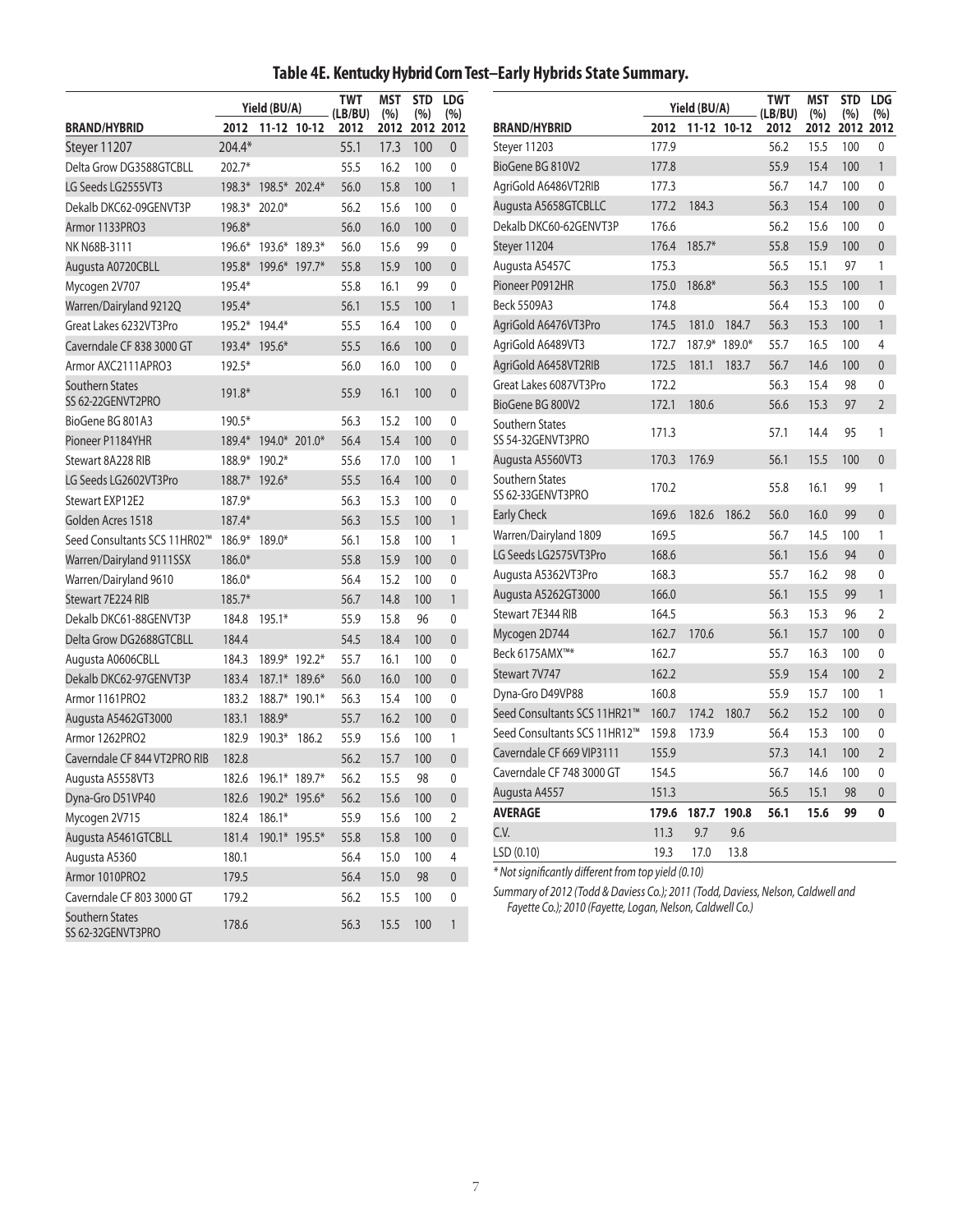# Table 4E. Kentucky Hybrid Corn Test–Early Hybrids State Summary.

| BRAND/HYBRID | Yield (BU/A) 2012 | 11-12 | 10-12 | TWT (LB/BU) 2012 | MST (%) 2012 | STD (%) 2012 | LDG (%) 2012 |
|---|---|---|---|---|---|---|---|
| Steyer 11207 | 204.4* | | | 55.1 | 17.3 | 100 | 0 |
| Delta Grow DG3588GTCBLL | 202.7* | | | 55.5 | 16.2 | 100 | 0 |
| LG Seeds LG2555VT3 | 198.3* | 198.5* | 202.4* | 56.0 | 15.8 | 100 | 1 |
| Dekalb DKC62-09GENVT3P | 198.3* | 202.0* | | 56.2 | 15.6 | 100 | 0 |
| Armor 1133PRO3 | 196.8* | | | 56.0 | 16.0 | 100 | 0 |
| NK N68B-3111 | 196.6* | 193.6* | 189.3* | 56.0 | 15.6 | 99 | 0 |
| Augusta A0720CBLL | 195.8* | 199.6* | 197.7* | 55.8 | 15.9 | 100 | 0 |
| Mycogen 2V707 | 195.4* | | | 55.8 | 16.1 | 99 | 0 |
| Warren/Dairyland 9212Q | 195.4* | | | 56.1 | 15.5 | 100 | 1 |
| Great Lakes 6232VT3Pro | 195.2* | 194.4* | | 55.5 | 16.4 | 100 | 0 |
| Caverndale CF 838 3000 GT | 193.4* | 195.6* | | 55.5 | 16.6 | 100 | 0 |
| Armor AXC2111APRO3 | 192.5* | | | 56.0 | 16.0 | 100 | 0 |
| Southern States SS 62-22GENVT2PRO | 191.8* | | | 55.9 | 16.1 | 100 | 0 |
| BioGene BG 801A3 | 190.5* | | | 56.3 | 15.2 | 100 | 0 |
| Pioneer P1184YHR | 189.4* | 194.0* | 201.0* | 56.4 | 15.4 | 100 | 0 |
| Stewart 8A228 RIB | 188.9* | 190.2* | | 55.6 | 17.0 | 100 | 1 |
| LG Seeds LG2602VT3Pro | 188.7* | 192.6* | | 55.5 | 16.4 | 100 | 0 |
| Stewart EXP12E2 | 187.9* | | | 56.3 | 15.3 | 100 | 0 |
| Golden Acres 1518 | 187.4* | | | 56.3 | 15.5 | 100 | 1 |
| Seed Consultants SCS 11HR02™ | 186.9* | 189.0* | | 56.1 | 15.8 | 100 | 1 |
| Warren/Dairyland 9111SSX | 186.0* | | | 55.8 | 15.9 | 100 | 0 |
| Warren/Dairyland 9610 | 186.0* | | | 56.4 | 15.2 | 100 | 0 |
| Stewart 7E224 RIB | 185.7* | | | 56.7 | 14.8 | 100 | 1 |
| Dekalb DKC61-88GENVT3P | 184.8 | 195.1* | | 55.9 | 15.8 | 96 | 0 |
| Delta Grow DG2688GTCBLL | 184.4 | | | 54.5 | 18.4 | 100 | 0 |
| Augusta A0606CBLL | 184.3 | 189.9* | 192.2* | 55.7 | 16.1 | 100 | 0 |
| Dekalb DKC62-97GENVT3P | 183.4 | 187.1* | 189.6* | 56.0 | 16.0 | 100 | 0 |
| Armor 1161PRO2 | 183.2 | 188.7* | 190.1* | 56.3 | 15.4 | 100 | 0 |
| Augusta A5462GT3000 | 183.1 | 188.9* | | 55.7 | 16.2 | 100 | 0 |
| Armor 1262PRO2 | 182.9 | 190.3* | 186.2 | 55.9 | 15.6 | 100 | 1 |
| Caverndale CF 844 VT2PRO RIB | 182.8 | | | 56.2 | 15.7 | 100 | 0 |
| Augusta A5558VT3 | 182.6 | 196.1* | 189.7* | 56.2 | 15.5 | 98 | 0 |
| Dyna-Gro D51VP40 | 182.6 | 190.2* | 195.6* | 56.2 | 15.6 | 100 | 0 |
| Mycogen 2V715 | 182.4 | 186.1* | | 55.9 | 15.6 | 100 | 2 |
| Augusta A5461GTCBLL | 181.4 | 190.1* | 195.5* | 55.8 | 15.8 | 100 | 0 |
| Augusta A5360 | 180.1 | | | 56.4 | 15.0 | 100 | 4 |
| Armor 1010PRO2 | 179.5 | | | 56.4 | 15.0 | 98 | 0 |
| Caverndale CF 803 3000 GT | 179.2 | | | 56.2 | 15.5 | 100 | 0 |
| Southern States SS 62-32GENVT3PRO | 178.6 | | | 56.3 | 15.5 | 100 | 1 |
| Steyer 11203 | 177.9 | | | 56.2 | 15.5 | 100 | 0 |
| BioGene BG 810V2 | 177.8 | | | 55.9 | 15.4 | 100 | 1 |
| AgriGold A6486VT2RIB | 177.3 | | | 56.7 | 14.7 | 100 | 0 |
| Augusta A5658GTCBLLC | 177.2 | 184.3 | | 56.3 | 15.4 | 100 | 0 |
| Dekalb DKC60-62GENVT3P | 176.6 | | | 56.2 | 15.6 | 100 | 0 |
| Steyer 11204 | 176.4 | 185.7* | | 55.8 | 15.9 | 100 | 0 |
| Augusta A5457C | 175.3 | | | 56.5 | 15.1 | 97 | 1 |
| Pioneer P0912HR | 175.0 | 186.8* | | 56.3 | 15.5 | 100 | 1 |
| Beck 5509A3 | 174.8 | | | 56.4 | 15.3 | 100 | 0 |
| AgriGold A6476VT3Pro | 174.5 | 181.0 | 184.7 | 56.3 | 15.3 | 100 | 1 |
| AgriGold A6489VT3 | 172.7 | 187.9* | 189.0* | 55.7 | 16.5 | 100 | 4 |
| AgriGold A6458VT2RIB | 172.5 | 181.1 | 183.7 | 56.7 | 14.6 | 100 | 0 |
| Great Lakes 6087VT3Pro | 172.2 | | | 56.3 | 15.4 | 98 | 0 |
| BioGene BG 800V2 | 172.1 | 180.6 | | 56.6 | 15.3 | 97 | 2 |
| Southern States SS 54-32GENVT3PRO | 171.3 | | | 57.1 | 14.4 | 95 | 1 |
| Augusta A5560VT3 | 170.3 | 176.9 | | 56.1 | 15.5 | 100 | 0 |
| Southern States SS 62-33GENVT3PRO | 170.2 | | | 55.8 | 16.1 | 99 | 1 |
| Early Check | 169.6 | 182.6 | 186.2 | 56.0 | 16.0 | 99 | 0 |
| Warren/Dairyland 1809 | 169.5 | | | 56.7 | 14.5 | 100 | 1 |
| LG Seeds LG2575VT3Pro | 168.6 | | | 56.1 | 15.6 | 94 | 0 |
| Augusta A5362VT3Pro | 168.3 | | | 55.7 | 16.2 | 98 | 0 |
| Augusta A5262GT3000 | 166.0 | | | 56.1 | 15.5 | 99 | 1 |
| Stewart 7E344 RIB | 164.5 | | | 56.3 | 15.3 | 96 | 2 |
| Mycogen 2D744 | 162.7 | 170.6 | | 56.1 | 15.7 | 100 | 0 |
| Beck 6175AMX™* | 162.7 | | | 55.7 | 16.3 | 100 | 0 |
| Stewart 7V747 | 162.2 | | | 55.9 | 15.4 | 100 | 2 |
| Dyna-Gro D49VP88 | 160.8 | | | 55.9 | 15.7 | 100 | 1 |
| Seed Consultants SCS 11HR21™ | 160.7 | 174.2 | 180.7 | 56.2 | 15.2 | 100 | 0 |
| Seed Consultants SCS 11HR12™ | 159.8 | 173.9 | | 56.4 | 15.3 | 100 | 0 |
| Caverndale CF 669 VIP3111 | 155.9 | | | 57.3 | 14.1 | 100 | 2 |
| Caverndale CF 748 3000 GT | 154.5 | | | 56.7 | 14.6 | 100 | 0 |
| Augusta A4557 | 151.3 | | | 56.5 | 15.1 | 98 | 0 |
| **AVERAGE** | **179.6** | **187.7** | **190.8** | **56.1** | **15.6** | **99** | **0** |
| C.V. | 11.3 | 9.7 | 9.6 | | | | |
| LSD (0.10) | 19.3 | 17.0 | 13.8 | | | | |

*\* Not significantly different from top yield (0.10)*

*Summary of 2012 (Todd & Daviess Co.); 2011 (Todd, Daviess, Nelson, Caldwell and Fayette Co.); 2010 (Fayette, Logan, Nelson, Caldwell Co.)*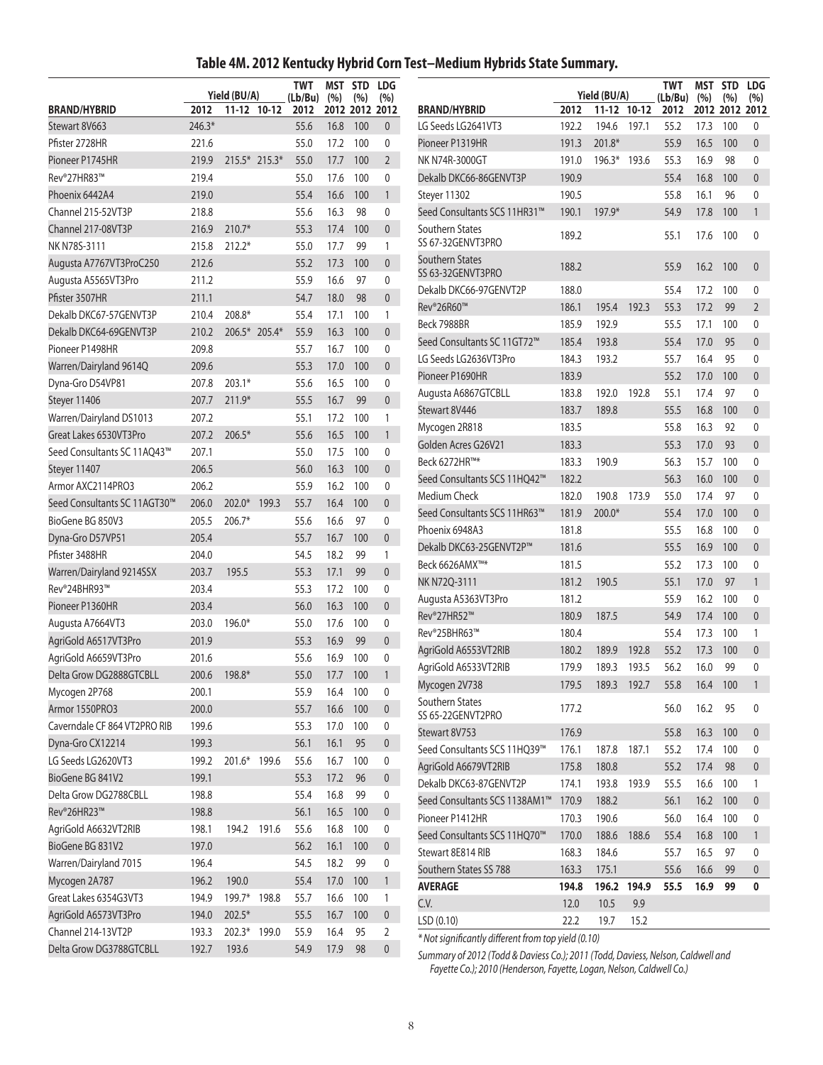## Table 4M. 2012 Kentucky Hybrid Corn Test–Medium Hybrids State Summary.

| BRAND/HYBRID | Yield (BU/A) 2012 | 11-12 | 10-12 | TWT (Lb/Bu) 2012 | MST (%) 2012 | STD (%) 2012 | LDG (%) 2012 |
|---|---|---|---|---|---|---|---|
| Stewart 8V663 | 246.3* | | | 55.6 | 16.8 | 100 | 0 |
| Pfister 2728HR | 221.6 | | | 55.0 | 17.2 | 100 | 0 |
| Pioneer P1745HR | 219.9 | 215.5* | 215.3* | 55.0 | 17.7 | 100 | 2 |
| Rev®27HR83™ | 219.4 | | | 55.0 | 17.6 | 100 | 0 |
| Phoenix 6442A4 | 219.0 | | | 55.4 | 16.6 | 100 | 1 |
| Channel 215-52VT3P | 218.8 | | | 55.6 | 16.3 | 98 | 0 |
| Channel 217-08VT3P | 216.9 | 210.7* | | 55.3 | 17.4 | 100 | 0 |
| NK N78S-3111 | 215.8 | 212.2* | | 55.0 | 17.7 | 99 | 1 |
| Augusta A7767VT3ProC250 | 212.6 | | | 55.2 | 17.3 | 100 | 0 |
| Augusta A5565VT3Pro | 211.2 | | | 55.9 | 16.6 | 97 | 0 |
| Pfister 3507HR | 211.1 | | | 54.7 | 18.0 | 98 | 0 |
| Dekalb DKC67-57GENVT3P | 210.4 | 208.8* | | 55.4 | 17.1 | 100 | 1 |
| Dekalb DKC64-69GENVT3P | 210.2 | 206.5* | 205.4* | 55.9 | 16.3 | 100 | 0 |
| Pioneer P1498HR | 209.8 | | | 55.7 | 16.7 | 100 | 0 |
| Warren/Dairyland 9614Q | 209.6 | | | 55.3 | 17.0 | 100 | 0 |
| Dyna-Gro D54VP81 | 207.8 | 203.1* | | 55.6 | 16.5 | 100 | 0 |
| Steyer 11406 | 207.7 | 211.9* | | 55.5 | 16.7 | 99 | 0 |
| Warren/Dairyland DS1013 | 207.2 | | | 55.1 | 17.2 | 100 | 1 |
| Great Lakes 6530VT3Pro | 207.2 | 206.5* | | 55.6 | 16.5 | 100 | 1 |
| Seed Consultants SC 11AQ43™ | 207.1 | | | 55.0 | 17.5 | 100 | 0 |
| Steyer 11407 | 206.5 | | | 56.0 | 16.3 | 100 | 0 |
| Armor AXC2114PRO3 | 206.2 | | | 55.9 | 16.2 | 100 | 0 |
| Seed Consultants SC 11AGT30™ | 206.0 | 202.0* | 199.3 | 55.7 | 16.4 | 100 | 0 |
| BioGene BG 850V3 | 205.5 | 206.7* | | 55.6 | 16.6 | 97 | 0 |
| Dyna-Gro D57VP51 | 205.4 | | | 55.7 | 16.7 | 100 | 0 |
| Pfister 3488HR | 204.0 | | | 54.5 | 18.2 | 99 | 1 |
| Warren/Dairyland 9214SSX | 203.7 | 195.5 | | 55.3 | 17.1 | 99 | 0 |
| Rev®24BHR93™ | 203.4 | | | 55.3 | 17.2 | 100 | 0 |
| Pioneer P1360HR | 203.4 | | | 56.0 | 16.3 | 100 | 0 |
| Augusta A7664VT3 | 203.0 | 196.0* | | 55.0 | 17.6 | 100 | 0 |
| AgriGold A6517VT3Pro | 201.9 | | | 55.3 | 16.9 | 99 | 0 |
| AgriGold A6659VT3Pro | 201.6 | | | 55.6 | 16.9 | 100 | 0 |
| Delta Grow DG2888GTCBLL | 200.6 | 198.8* | | 55.0 | 17.7 | 100 | 1 |
| Mycogen 2P768 | 200.1 | | | 55.9 | 16.4 | 100 | 0 |
| Armor 1550PRO3 | 200.0 | | | 55.7 | 16.6 | 100 | 0 |
| Caverndale CF 864 VT2PRO RIB | 199.6 | | | 55.3 | 17.0 | 100 | 0 |
| Dyna-Gro CX12214 | 199.3 | | | 56.1 | 16.1 | 95 | 0 |
| LG Seeds LG2620VT3 | 199.2 | 201.6* | 199.6 | 55.6 | 16.7 | 100 | 0 |
| BioGene BG 841V2 | 199.1 | | | 55.3 | 17.2 | 96 | 0 |
| Delta Grow DG2788CBLL | 198.8 | | | 55.4 | 16.8 | 99 | 0 |
| Rev®26HR23™ | 198.8 | | | 56.1 | 16.5 | 100 | 0 |
| AgriGold A6632VT2RIB | 198.1 | 194.2 | 191.6 | 55.6 | 16.8 | 100 | 0 |
| BioGene BG 831V2 | 197.0 | | | 56.2 | 16.1 | 100 | 0 |
| Warren/Dairyland 7015 | 196.4 | | | 54.5 | 18.2 | 99 | 0 |
| Mycogen 2A787 | 196.2 | 190.0 | | 55.4 | 17.0 | 100 | 1 |
| Great Lakes 6354G3VT3 | 194.9 | 199.7* | 198.8 | 55.7 | 16.6 | 100 | 1 |
| AgriGold A6573VT3Pro | 194.0 | 202.5* | | 55.5 | 16.7 | 100 | 0 |
| Channel 214-13VT2P | 193.3 | 202.3* | 199.0 | 55.9 | 16.4 | 95 | 2 |
| Delta Grow DG3788GTCBLL | 192.7 | 193.6 | | 54.9 | 17.9 | 98 | 0 |
| LG Seeds LG2641VT3 | 192.2 | 194.6 | 197.1 | 55.2 | 17.3 | 100 | 0 |
| Pioneer P1319HR | 191.3 | 201.8* | | 55.9 | 16.5 | 100 | 0 |
| NK N74R-3000GT | 191.0 | 196.3* | 193.6 | 55.3 | 16.9 | 98 | 0 |
| Dekalb DKC66-86GENVT3P | 190.9 | | | 55.4 | 16.8 | 100 | 0 |
| Steyer 11302 | 190.5 | | | 55.8 | 16.1 | 96 | 0 |
| Seed Consultants SCS 11HR31™ | 190.1 | 197.9* | | 54.9 | 17.8 | 100 | 1 |
| Southern States SS 67-32GENVT3PRO | 189.2 | | | 55.1 | 17.6 | 100 | 0 |
| Southern States SS 63-32GENVT3PRO | 188.2 | | | 55.9 | 16.2 | 100 | 0 |
| Dekalb DKC66-97GENVT2P | 188.0 | | | 55.4 | 17.2 | 100 | 0 |
| Rev®26R60™ | 186.1 | 195.4 | 192.3 | 55.3 | 17.2 | 99 | 2 |
| Beck 7988BR | 185.9 | 192.9 | | 55.5 | 17.1 | 100 | 0 |
| Seed Consultants SC 11GT72™ | 185.4 | 193.8 | | 55.4 | 17.0 | 95 | 0 |
| LG Seeds LG2636VT3Pro | 184.3 | 193.2 | | 55.7 | 16.4 | 95 | 0 |
| Pioneer P1690HR | 183.9 | | | 55.2 | 17.0 | 100 | 0 |
| Augusta A6867GTCBLL | 183.8 | 192.0 | 192.8 | 55.1 | 17.4 | 97 | 0 |
| Stewart 8V446 | 183.7 | 189.8 | | 55.5 | 16.8 | 100 | 0 |
| Mycogen 2R818 | 183.5 | | | 55.8 | 16.3 | 92 | 0 |
| Golden Acres G26V21 | 183.3 | | | 55.3 | 17.0 | 93 | 0 |
| Beck 6272HR™* | 183.3 | 190.9 | | 56.3 | 15.7 | 100 | 0 |
| Seed Consultants SCS 11HQ42™ | 182.2 | | | 56.3 | 16.0 | 100 | 0 |
| Medium Check | 182.0 | 190.8 | 173.9 | 55.0 | 17.4 | 97 | 0 |
| Seed Consultants SCS 11HR63™ | 181.9 | 200.0* | | 55.4 | 17.0 | 100 | 0 |
| Phoenix 6948A3 | 181.8 | | | 55.5 | 16.8 | 100 | 0 |
| Dekalb DKC63-25GENVT2P™ | 181.6 | | | 55.5 | 16.9 | 100 | 0 |
| Beck 6626AMX™* | 181.5 | | | 55.2 | 17.3 | 100 | 0 |
| NK N72Q-3111 | 181.2 | 190.5 | | 55.1 | 17.0 | 97 | 1 |
| Augusta A5363VT3Pro | 181.2 | | | 55.9 | 16.2 | 100 | 0 |
| Rev®27HR52™ | 180.9 | 187.5 | | 54.9 | 17.4 | 100 | 0 |
| Rev®25BHR63™ | 180.4 | | | 55.4 | 17.3 | 100 | 1 |
| AgriGold A6553VT2RIB | 180.2 | 189.9 | 192.8 | 55.2 | 17.3 | 100 | 0 |
| AgriGold A6533VT2RIB | 179.9 | 189.3 | 193.5 | 56.2 | 16.0 | 99 | 0 |
| Mycogen 2V738 | 179.5 | 189.3 | 192.7 | 55.8 | 16.4 | 100 | 1 |
| Southern States SS 65-22GENVT2PRO | 177.2 | | | 56.0 | 16.2 | 95 | 0 |
| Stewart 8V753 | 176.9 | | | 55.8 | 16.3 | 100 | 0 |
| Seed Consultants SCS 11HQ39™ | 176.1 | 187.8 | 187.1 | 55.2 | 17.4 | 100 | 0 |
| AgriGold A6679VT2RIB | 175.8 | 180.8 | | 55.2 | 17.4 | 98 | 0 |
| Dekalb DKC63-87GENVT2P | 174.1 | 193.8 | 193.9 | 55.5 | 16.6 | 100 | 1 |
| Seed Consultants SCS 1138AM1™ | 170.9 | 188.2 | | 56.1 | 16.2 | 100 | 0 |
| Pioneer P1412HR | 170.3 | 190.6 | | 56.0 | 16.4 | 100 | 0 |
| Seed Consultants SCS 11HQ70™ | 170.0 | 188.6 | 188.6 | 55.4 | 16.8 | 100 | 1 |
| Stewart 8E814 RIB | 168.3 | 184.6 | | 55.7 | 16.5 | 97 | 0 |
| Southern States SS 788 | 163.3 | 175.1 | | 55.6 | 16.6 | 99 | 0 |
| **AVERAGE** | **194.8** | **196.2** | **194.9** | **55.5** | **16.9** | **99** | **0** |
| C.V. | 12.0 | 10.5 | 9.9 | | | | |
| LSD (0.10) | 22.2 | 19.7 | 15.2 | | | | |

*\* Not significantly different from top yield (0.10)*

*Summary of 2012 (Todd & Daviess Co.); 2011 (Todd, Daviess, Nelson, Caldwell and Fayette Co.); 2010 (Henderson, Fayette, Logan, Nelson, Caldwell Co.)*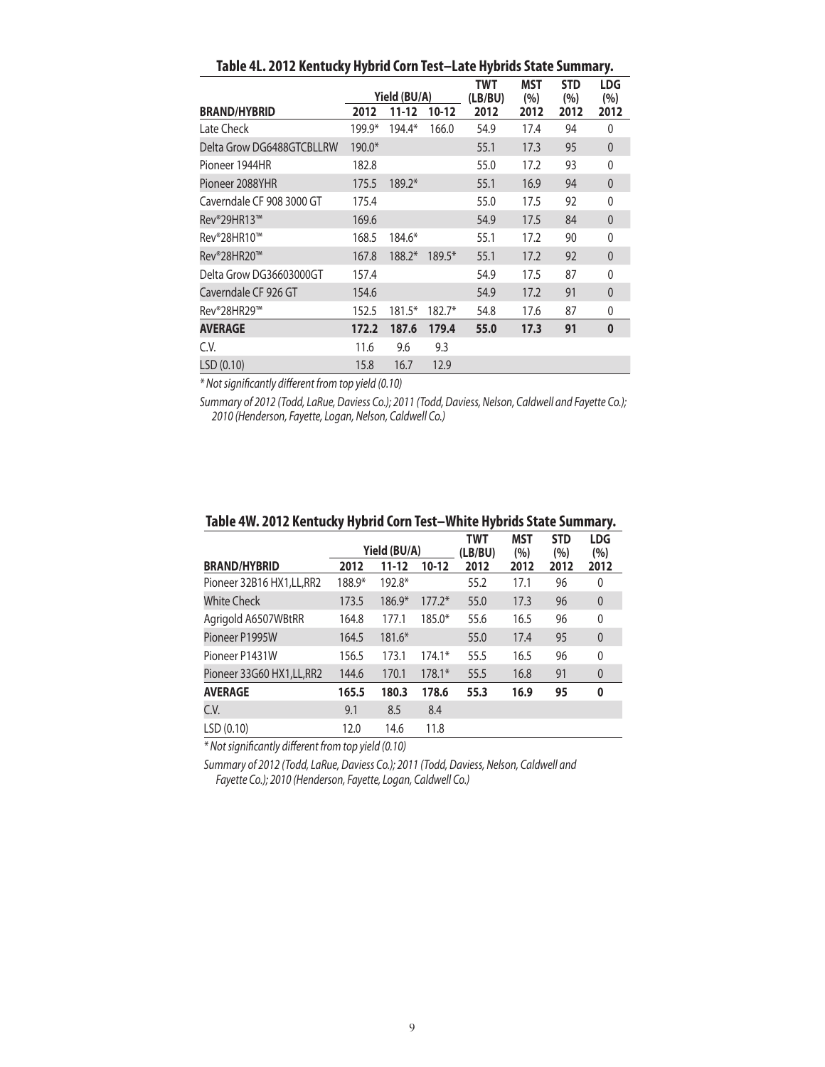## Table 4L. 2012 Kentucky Hybrid Corn Test–Late Hybrids State Summary.

| | Yield (BU/A) | | | TWT (LB/BU) | MST (%) | STD (%) | LDG (%) |
|---|---|---|---|---|---|---|---|
| BRAND/HYBRID | 2012 | 11-12 | 10-12 | 2012 | 2012 | 2012 | 2012 |
| Late Check | 199.9* | 194.4* | 166.0 | 54.9 | 17.4 | 94 | 0 |
| Delta Grow DG6488GTCBLLRW | 190.0* | | | 55.1 | 17.3 | 95 | 0 |
| Pioneer 1944HR | 182.8 | | | 55.0 | 17.2 | 93 | 0 |
| Pioneer 2088YHR | 175.5 | 189.2* | | 55.1 | 16.9 | 94 | 0 |
| Caverndale CF 908 3000 GT | 175.4 | | | 55.0 | 17.5 | 92 | 0 |
| Rev®29HR13™ | 169.6 | | | 54.9 | 17.5 | 84 | 0 |
| Rev®28HR10™ | 168.5 | 184.6* | | 55.1 | 17.2 | 90 | 0 |
| Rev®28HR20™ | 167.8 | 188.2* | 189.5* | 55.1 | 17.2 | 92 | 0 |
| Delta Grow DG36603000GT | 157.4 | | | 54.9 | 17.5 | 87 | 0 |
| Caverndale CF 926 GT | 154.6 | | | 54.9 | 17.2 | 91 | 0 |
| Rev®28HR29™ | 152.5 | 181.5* | 182.7* | 54.8 | 17.6 | 87 | 0 |
| **AVERAGE** | **172.2** | **187.6** | **179.4** | **55.0** | **17.3** | **91** | **0** |
| C.V. | 11.6 | 9.6 | 9.3 | | | | |
| LSD (0.10) | 15.8 | 16.7 | 12.9 | | | | |

*\* Not significantly different from top yield (0.10)*

*Summary of 2012 (Todd, LaRue, Daviess Co.); 2011 (Todd, Daviess, Nelson, Caldwell and Fayette Co.); 2010 (Henderson, Fayette, Logan, Nelson, Caldwell Co.)*

## Table 4W. 2012 Kentucky Hybrid Corn Test–White Hybrids State Summary.

| | Yield (BU/A) | | | TWT (LB/BU) | MST (%) | STD (%) | LDG (%) |
|---|---|---|---|---|---|---|---|
| BRAND/HYBRID | 2012 | 11-12 | 10-12 | 2012 | 2012 | 2012 | 2012 |
| Pioneer 32B16 HX1,LL,RR2 | 188.9* | 192.8* | | 55.2 | 17.1 | 96 | 0 |
| White Check | 173.5 | 186.9* | 177.2* | 55.0 | 17.3 | 96 | 0 |
| Agrigold A6507WBtRR | 164.8 | 177.1 | 185.0* | 55.6 | 16.5 | 96 | 0 |
| Pioneer P1995W | 164.5 | 181.6* | | 55.0 | 17.4 | 95 | 0 |
| Pioneer P1431W | 156.5 | 173.1 | 174.1* | 55.5 | 16.5 | 96 | 0 |
| Pioneer 33G60 HX1,LL,RR2 | 144.6 | 170.1 | 178.1* | 55.5 | 16.8 | 91 | 0 |
| **AVERAGE** | **165.5** | **180.3** | **178.6** | **55.3** | **16.9** | **95** | **0** |
| C.V. | 9.1 | 8.5 | 8.4 | | | | |
| LSD (0.10) | 12.0 | 14.6 | 11.8 | | | | |

*\* Not significantly different from top yield (0.10)*

*Summary of 2012 (Todd, LaRue, Daviess Co.); 2011 (Todd, Daviess, Nelson, Caldwell and Fayette Co.); 2010 (Henderson, Fayette, Logan, Caldwell Co.)*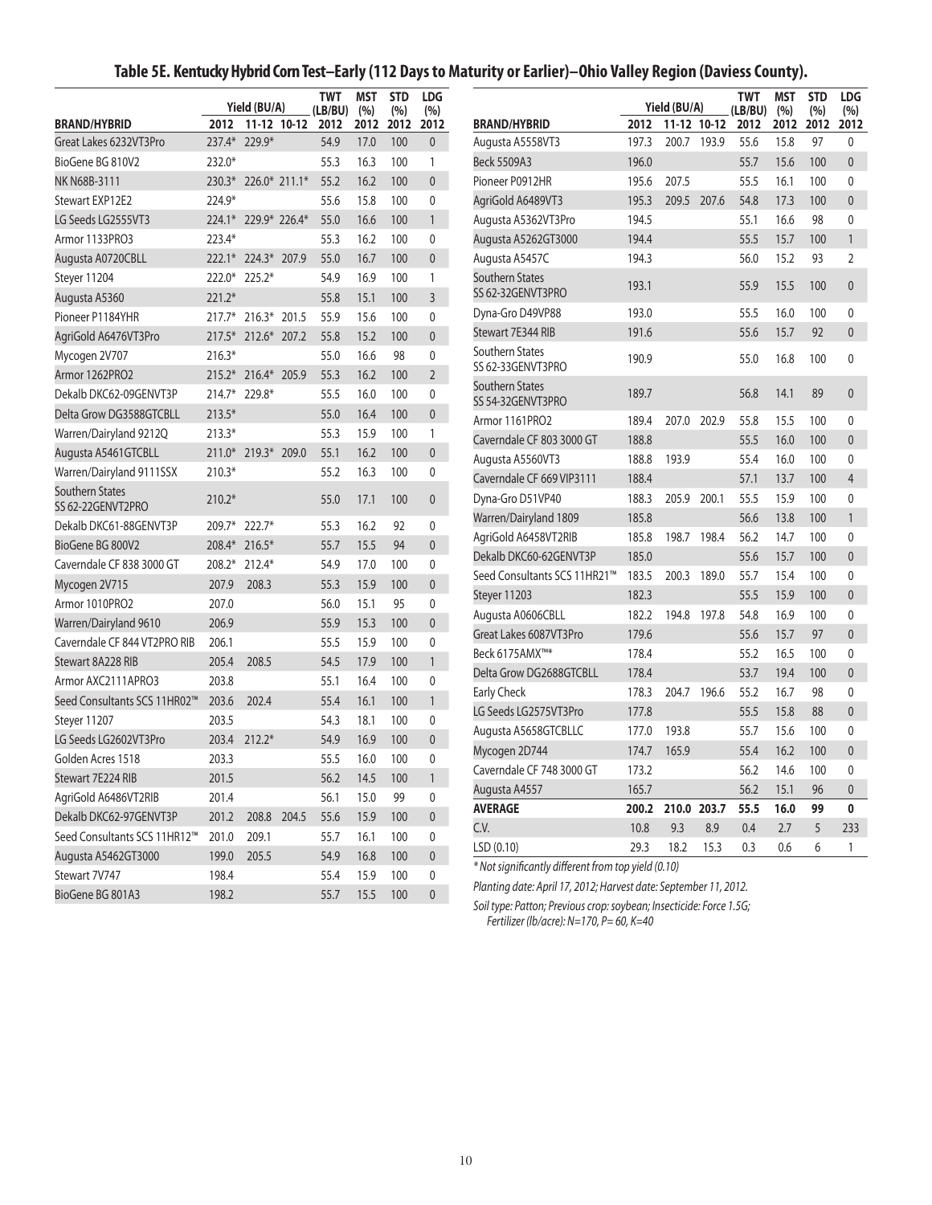# Table 5E. Kentucky Hybrid Corn Test–Early (112 Days to Maturity or Earlier)–Ohio Valley Region (Daviess County).

| BRAND/HYBRID | Yield (BU/A) 2012 | 11-12 | 10-12 | TWT (LB/BU) 2012 | MST (%) 2012 | STD (%) 2012 | LDG (%) 2012 |
|---|---|---|---|---|---|---|---|
| Great Lakes 6232VT3Pro | 237.4* | 229.9* | | 54.9 | 17.0 | 100 | 0 |
| BioGene BG 810V2 | 232.0* | | | 55.3 | 16.3 | 100 | 1 |
| NK N68B-3111 | 230.3* | 226.0* | 211.1* | 55.2 | 16.2 | 100 | 0 |
| Stewart EXP12E2 | 224.9* | | | 55.6 | 15.8 | 100 | 0 |
| LG Seeds LG2555VT3 | 224.1* | 229.9* | 226.4* | 55.0 | 16.6 | 100 | 1 |
| Armor 1133PRO3 | 223.4* | | | 55.3 | 16.2 | 100 | 0 |
| Augusta A0720CBLL | 222.1* | 224.3* | 207.9 | 55.0 | 16.7 | 100 | 0 |
| Steyer 11204 | 222.0* | 225.2* | | 54.9 | 16.9 | 100 | 1 |
| Augusta A5360 | 221.2* | | | 55.8 | 15.1 | 100 | 3 |
| Pioneer P1184YHR | 217.7* | 216.3* | 201.5 | 55.9 | 15.6 | 100 | 0 |
| AgriGold A6476VT3Pro | 217.5* | 212.6* | 207.2 | 55.8 | 15.2 | 100 | 0 |
| Mycogen 2V707 | 216.3* | | | 55.0 | 16.6 | 98 | 0 |
| Armor 1262PRO2 | 215.2* | 216.4* | 205.9 | 55.3 | 16.2 | 100 | 2 |
| Dekalb DKC62-09GENVT3P | 214.7* | 229.8* | | 55.5 | 16.0 | 100 | 0 |
| Delta Grow DG3588GTCBLL | 213.5* | | | 55.0 | 16.4 | 100 | 0 |
| Warren/Dairyland 9212Q | 213.3* | | | 55.3 | 15.9 | 100 | 1 |
| Augusta A5461GTCBLL | 211.0* | 219.3* | 209.0 | 55.1 | 16.2 | 100 | 0 |
| Warren/Dairyland 9111SSX | 210.3* | | | 55.2 | 16.3 | 100 | 0 |
| Southern States SS 62-22GENVT2PRO | 210.2* | | | 55.0 | 17.1 | 100 | 0 |
| Dekalb DKC61-88GENVT3P | 209.7* | 222.7* | | 55.3 | 16.2 | 92 | 0 |
| BioGene BG 800V2 | 208.4* | 216.5* | | 55.7 | 15.5 | 94 | 0 |
| Caverndale CF 838 3000 GT | 208.2* | 212.4* | | 54.9 | 17.0 | 100 | 0 |
| Mycogen 2V715 | 207.9 | 208.3 | | 55.3 | 15.9 | 100 | 0 |
| Armor 1010PRO2 | 207.0 | | | 56.0 | 15.1 | 95 | 0 |
| Warren/Dairyland 9610 | 206.9 | | | 55.9 | 15.3 | 100 | 0 |
| Caverndale CF 844 VT2PRO RIB | 206.1 | | | 55.5 | 15.9 | 100 | 0 |
| Stewart 8A228 RIB | 205.4 | 208.5 | | 54.5 | 17.9 | 100 | 1 |
| Armor AXC2111APRO3 | 203.8 | | | 55.1 | 16.4 | 100 | 0 |
| Seed Consultants SCS 11HR02™ | 203.6 | 202.4 | | 55.4 | 16.1 | 100 | 1 |
| Steyer 11207 | 203.5 | | | 54.3 | 18.1 | 100 | 0 |
| LG Seeds LG2602VT3Pro | 203.4 | 212.2* | | 54.9 | 16.9 | 100 | 0 |
| Golden Acres 1518 | 203.3 | | | 55.5 | 16.0 | 100 | 0 |
| Stewart 7E224 RIB | 201.5 | | | 56.2 | 14.5 | 100 | 1 |
| AgriGold A6486VT2RIB | 201.4 | | | 56.1 | 15.0 | 99 | 0 |
| Dekalb DKC62-97GENVT3P | 201.2 | 208.8 | 204.5 | 55.6 | 15.9 | 100 | 0 |
| Seed Consultants SCS 11HR12™ | 201.0 | 209.1 | | 55.7 | 16.1 | 100 | 0 |
| Augusta A5462GT3000 | 199.0 | 205.5 | | 54.9 | 16.8 | 100 | 0 |
| Stewart 7V747 | 198.4 | | | 55.4 | 15.9 | 100 | 0 |
| BioGene BG 801A3 | 198.2 | | | 55.7 | 15.5 | 100 | 0 |
| Augusta A5558VT3 | 197.3 | 200.7 | 193.9 | 55.6 | 15.8 | 97 | 0 |
| Beck 5509A3 | 196.0 | | | 55.7 | 15.6 | 100 | 0 |
| Pioneer P0912HR | 195.6 | 207.5 | | 55.5 | 16.1 | 100 | 0 |
| AgriGold A6489VT3 | 195.3 | 209.5 | 207.6 | 54.8 | 17.3 | 100 | 0 |
| Augusta A5362VT3Pro | 194.5 | | | 55.1 | 16.6 | 98 | 0 |
| Augusta A5262GT3000 | 194.4 | | | 55.5 | 15.7 | 100 | 1 |
| Augusta A5457C | 194.3 | | | 56.0 | 15.2 | 93 | 2 |
| Southern States SS 62-32GENVT3PRO | 193.1 | | | 55.9 | 15.5 | 100 | 0 |
| Dyna-Gro D49VP88 | 193.0 | | | 55.5 | 16.0 | 100 | 0 |
| Stewart 7E344 RIB | 191.6 | | | 55.6 | 15.7 | 92 | 0 |
| Southern States SS 62-33GENVT3PRO | 190.9 | | | 55.0 | 16.8 | 100 | 0 |
| Southern States SS 54-32GENVT3PRO | 189.7 | | | 56.8 | 14.1 | 89 | 0 |
| Armor 1161PRO2 | 189.4 | 207.0 | 202.9 | 55.8 | 15.5 | 100 | 0 |
| Caverndale CF 803 3000 GT | 188.8 | | | 55.5 | 16.0 | 100 | 0 |
| Augusta A5560VT3 | 188.8 | 193.9 | | 55.4 | 16.0 | 100 | 0 |
| Caverndale CF 669 VIP3111 | 188.4 | | | 57.1 | 13.7 | 100 | 4 |
| Dyna-Gro D51VP40 | 188.3 | 205.9 | 200.1 | 55.5 | 15.9 | 100 | 0 |
| Warren/Dairyland 1809 | 185.8 | | | 56.6 | 13.8 | 100 | 1 |
| AgriGold A6458VT2RIB | 185.8 | 198.7 | 198.4 | 56.2 | 14.7 | 100 | 0 |
| Dekalb DKC60-62GENVT3P | 185.0 | | | 55.6 | 15.7 | 100 | 0 |
| Seed Consultants SCS 11HR21™ | 183.5 | 200.3 | 189.0 | 55.7 | 15.4 | 100 | 0 |
| Steyer 11203 | 182.3 | | | 55.5 | 15.9 | 100 | 0 |
| Augusta A0606CBLL | 182.2 | 194.8 | 197.8 | 54.8 | 16.9 | 100 | 0 |
| Great Lakes 6087VT3Pro | 179.6 | | | 55.6 | 15.7 | 97 | 0 |
| Beck 6175AMX™* | 178.4 | | | 55.2 | 16.5 | 100 | 0 |
| Delta Grow DG2688GTCBLL | 178.4 | | | 53.7 | 19.4 | 100 | 0 |
| Early Check | 178.3 | 204.7 | 196.6 | 55.2 | 16.7 | 98 | 0 |
| LG Seeds LG2575VT3Pro | 177.8 | | | 55.5 | 15.8 | 88 | 0 |
| Augusta A5658GTCBLLC | 177.0 | 193.8 | | 55.7 | 15.6 | 100 | 0 |
| Mycogen 2D744 | 174.7 | 165.9 | | 55.4 | 16.2 | 100 | 0 |
| Caverndale CF 748 3000 GT | 173.2 | | | 56.2 | 14.6 | 100 | 0 |
| Augusta A4557 | 165.7 | | | 56.2 | 15.1 | 96 | 0 |
| **AVERAGE** | **200.2** | **210.0** | **203.7** | **55.5** | **16.0** | **99** | **0** |
| C.V. | 10.8 | 9.3 | 8.9 | 0.4 | 2.7 | 5 | 233 |
| LSD (0.10) | 29.3 | 18.2 | 15.3 | 0.3 | 0.6 | 6 | 1 |

*\* Not significantly different from top yield (0.10)*

*Planting date: April 17, 2012; Harvest date: September 11, 2012.*

*Soil type: Patton; Previous crop: soybean; Insecticide: Force 1.5G; Fertilizer (lb/acre): N=170, P= 60, K=40*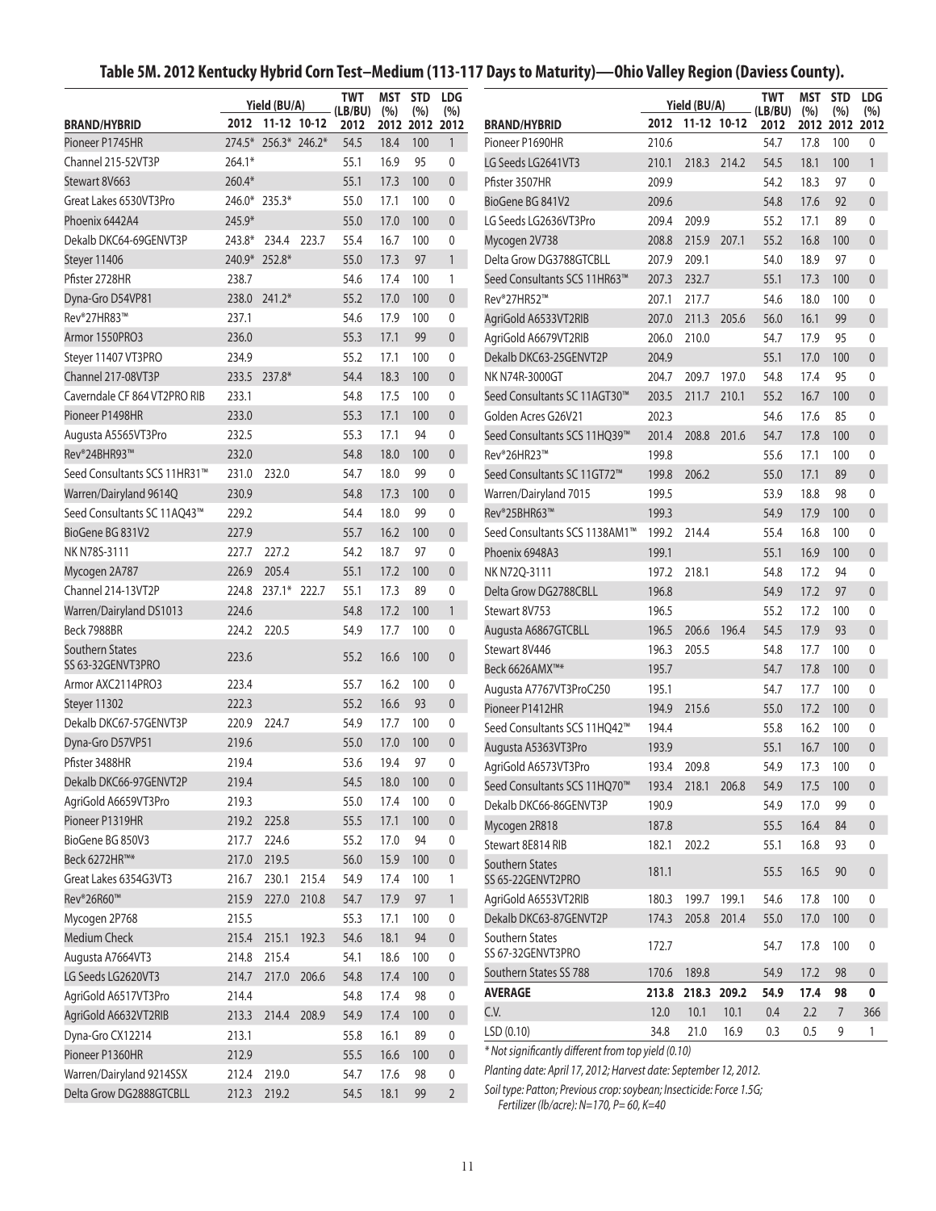## Table 5M. 2012 Kentucky Hybrid Corn Test–Medium (113-117 Days to Maturity)—Ohio Valley Region (Daviess County).

| BRAND/HYBRID | Yield (BU/A) 2012 | 11-12 | 10-12 | TWT (LB/BU) 2012 | MST (%) 2012 | STD (%) 2012 | LDG (%) 2012 |
|---|---|---|---|---|---|---|---|
| Pioneer P1745HR | 274.5* | 256.3* | 246.2* | 54.5 | 18.4 | 100 | 1 |
| Channel 215-52VT3P | 264.1* | | | 55.1 | 16.9 | 95 | 0 |
| Stewart 8V663 | 260.4* | | | 55.1 | 17.3 | 100 | 0 |
| Great Lakes 6530VT3Pro | 246.0* | 235.3* | | 55.0 | 17.1 | 100 | 0 |
| Phoenix 6442A4 | 245.9* | | | 55.0 | 17.0 | 100 | 0 |
| Dekalb DKC64-69GENVT3P | 243.8* | 234.4 | 223.7 | 55.4 | 16.7 | 100 | 0 |
| Steyer 11406 | 240.9* | 252.8* | | 55.0 | 17.3 | 97 | 1 |
| Pfister 2728HR | 238.7 | | | 54.6 | 17.4 | 100 | 1 |
| Dyna-Gro D54VP81 | 238.0 | 241.2* | | 55.2 | 17.0 | 100 | 0 |
| Rev®27HR83™ | 237.1 | | | 54.6 | 17.9 | 100 | 0 |
| Armor 1550PRO3 | 236.0 | | | 55.3 | 17.1 | 99 | 0 |
| Steyer 11407 VT3PRO | 234.9 | | | 55.2 | 17.1 | 100 | 0 |
| Channel 217-08VT3P | 233.5 | 237.8* | | 54.4 | 18.3 | 100 | 0 |
| Caverndale CF 864 VT2PRO RIB | 233.1 | | | 54.8 | 17.5 | 100 | 0 |
| Pioneer P1498HR | 233.0 | | | 55.3 | 17.1 | 100 | 0 |
| Augusta A5565VT3Pro | 232.5 | | | 55.3 | 17.1 | 94 | 0 |
| Rev®24BHR93™ | 232.0 | | | 54.8 | 18.0 | 100 | 0 |
| Seed Consultants SCS 11HR31™ | 231.0 | 232.0 | | 54.7 | 18.0 | 99 | 0 |
| Warren/Dairyland 9614Q | 230.9 | | | 54.8 | 17.3 | 100 | 0 |
| Seed Consultants SC 11AQ43™ | 229.2 | | | 54.4 | 18.0 | 99 | 0 |
| BioGene BG 831V2 | 227.9 | | | 55.7 | 16.2 | 100 | 0 |
| NK N78S-3111 | 227.7 | 227.2 | | 54.2 | 18.7 | 97 | 0 |
| Mycogen 2A787 | 226.9 | 205.4 | | 55.1 | 17.2 | 100 | 0 |
| Channel 214-13VT2P | 224.8 | 237.1* | 222.7 | 55.1 | 17.3 | 89 | 0 |
| Warren/Dairyland DS1013 | 224.6 | | | 54.8 | 17.2 | 100 | 1 |
| Beck 7988BR | 224.2 | 220.5 | | 54.9 | 17.7 | 100 | 0 |
| Southern States SS 63-32GENVT3PRO | 223.6 | | | 55.2 | 16.6 | 100 | 0 |
| Armor AXC2114PRO3 | 223.4 | | | 55.7 | 16.2 | 100 | 0 |
| Steyer 11302 | 222.3 | | | 55.2 | 16.6 | 93 | 0 |
| Dekalb DKC67-57GENVT3P | 220.9 | 224.7 | | 54.9 | 17.7 | 100 | 0 |
| Dyna-Gro D57VP51 | 219.6 | | | 55.0 | 17.0 | 100 | 0 |
| Pfister 3488HR | 219.4 | | | 53.6 | 19.4 | 97 | 0 |
| Dekalb DKC66-97GENVT2P | 219.4 | | | 54.5 | 18.0 | 100 | 0 |
| AgriGold A6659VT3Pro | 219.3 | | | 55.0 | 17.4 | 100 | 0 |
| Pioneer P1319HR | 219.2 | 225.8 | | 55.5 | 17.1 | 100 | 0 |
| BioGene BG 850V3 | 217.7 | 224.6 | | 55.2 | 17.0 | 94 | 0 |
| Beck 6272HR™* | 217.0 | 219.5 | | 56.0 | 15.9 | 100 | 0 |
| Great Lakes 6354G3VT3 | 216.7 | 230.1 | 215.4 | 54.9 | 17.4 | 100 | 1 |
| Rev®26R60™ | 215.9 | 227.0 | 210.8 | 54.7 | 17.9 | 97 | 1 |
| Mycogen 2P768 | 215.5 | | | 55.3 | 17.1 | 100 | 0 |
| Medium Check | 215.4 | 215.1 | 192.3 | 54.6 | 18.1 | 94 | 0 |
| Augusta A7664VT3 | 214.8 | 215.4 | | 54.1 | 18.6 | 100 | 0 |
| LG Seeds LG2620VT3 | 214.7 | 217.0 | 206.6 | 54.8 | 17.4 | 100 | 0 |
| AgriGold A6517VT3Pro | 214.4 | | | 54.8 | 17.4 | 98 | 0 |
| AgriGold A6632VT2RIB | 213.3 | 214.4 | 208.9 | 54.9 | 17.4 | 100 | 0 |
| Dyna-Gro CX12214 | 213.1 | | | 55.8 | 16.1 | 89 | 0 |
| Pioneer P1360HR | 212.9 | | | 55.5 | 16.6 | 100 | 0 |
| Warren/Dairyland 9214SSX | 212.4 | 219.0 | | 54.7 | 17.6 | 98 | 0 |
| Delta Grow DG2888GTCBLL | 212.3 | 219.2 | | 54.5 | 18.1 | 99 | 2 |
| Pioneer P1690HR | 210.6 | | | 54.7 | 17.8 | 100 | 0 |
| LG Seeds LG2641VT3 | 210.1 | 218.3 | 214.2 | 54.5 | 18.1 | 100 | 1 |
| Pfister 3507HR | 209.9 | | | 54.2 | 18.3 | 97 | 0 |
| BioGene BG 841V2 | 209.6 | | | 54.8 | 17.6 | 92 | 0 |
| LG Seeds LG2636VT3Pro | 209.4 | 209.9 | | 55.2 | 17.1 | 89 | 0 |
| Mycogen 2V738 | 208.8 | 215.9 | 207.1 | 55.2 | 16.8 | 100 | 0 |
| Delta Grow DG3788GTCBLL | 207.9 | 209.1 | | 54.0 | 18.9 | 97 | 0 |
| Seed Consultants SCS 11HR63™ | 207.3 | 232.7 | | 55.1 | 17.3 | 100 | 0 |
| Rev®27HR52™ | 207.1 | 217.7 | | 54.6 | 18.0 | 100 | 0 |
| AgriGold A6533VT2RIB | 207.0 | 211.3 | 205.6 | 56.0 | 16.1 | 99 | 0 |
| AgriGold A6679VT2RIB | 206.0 | 210.0 | | 54.7 | 17.9 | 95 | 0 |
| Dekalb DKC63-25GENVT2P | 204.9 | | | 55.1 | 17.0 | 100 | 0 |
| NK N74R-3000GT | 204.7 | 209.7 | 197.0 | 54.8 | 17.4 | 95 | 0 |
| Seed Consultants SC 11AGT30™ | 203.5 | 211.7 | 210.1 | 55.2 | 16.7 | 100 | 0 |
| Golden Acres G26V21 | 202.3 | | | 54.6 | 17.6 | 85 | 0 |
| Seed Consultants SCS 11HQ39™ | 201.4 | 208.8 | 201.6 | 54.7 | 17.8 | 100 | 0 |
| Rev®26HR23™ | 199.8 | | | 55.6 | 17.1 | 100 | 0 |
| Seed Consultants SC 11GT72™ | 199.8 | 206.2 | | 55.0 | 17.1 | 89 | 0 |
| Warren/Dairyland 7015 | 199.5 | | | 53.9 | 18.8 | 98 | 0 |
| Rev®25BHR63™ | 199.3 | | | 54.9 | 17.9 | 100 | 0 |
| Seed Consultants SCS 1138AM1™ | 199.2 | 214.4 | | 55.4 | 16.8 | 100 | 0 |
| Phoenix 6948A3 | 199.1 | | | 55.1 | 16.9 | 100 | 0 |
| NK N72Q-3111 | 197.2 | 218.1 | | 54.8 | 17.2 | 94 | 0 |
| Delta Grow DG2788CBLL | 196.8 | | | 54.9 | 17.2 | 97 | 0 |
| Stewart 8V753 | 196.5 | | | 55.2 | 17.2 | 100 | 0 |
| Augusta A6867GTCBLL | 196.5 | 206.6 | 196.4 | 54.5 | 17.9 | 93 | 0 |
| Stewart 8V446 | 196.3 | 205.5 | | 54.8 | 17.7 | 100 | 0 |
| Beck 6626AMX™* | 195.7 | | | 54.7 | 17.8 | 100 | 0 |
| Augusta A7767VT3ProC250 | 195.1 | | | 54.7 | 17.7 | 100 | 0 |
| Pioneer P1412HR | 194.9 | 215.6 | | 55.0 | 17.2 | 100 | 0 |
| Seed Consultants SCS 11HQ42™ | 194.4 | | | 55.8 | 16.2 | 100 | 0 |
| Augusta A5363VT3Pro | 193.9 | | | 55.1 | 16.7 | 100 | 0 |
| AgriGold A6573VT3Pro | 193.4 | 209.8 | | 54.9 | 17.3 | 100 | 0 |
| Seed Consultants SCS 11HQ70™ | 193.4 | 218.1 | 206.8 | 54.9 | 17.5 | 100 | 0 |
| Dekalb DKC66-86GENVT3P | 190.9 | | | 54.9 | 17.0 | 99 | 0 |
| Mycogen 2R818 | 187.8 | | | 55.5 | 16.4 | 84 | 0 |
| Stewart 8E814 RIB | 182.1 | 202.2 | | 55.1 | 16.8 | 93 | 0 |
| Southern States SS 65-22GENVT2PRO | 181.1 | | | 55.5 | 16.5 | 90 | 0 |
| AgriGold A6553VT2RIB | 180.3 | 199.7 | 199.1 | 54.6 | 17.8 | 100 | 0 |
| Dekalb DKC63-87GENVT2P | 174.3 | 205.8 | 201.4 | 55.0 | 17.0 | 100 | 0 |
| Southern States SS 67-32GENVT3PRO | 172.7 | | | 54.7 | 17.8 | 100 | 0 |
| Southern States SS 788 | 170.6 | 189.8 | | 54.9 | 17.2 | 98 | 0 |
| **AVERAGE** | **213.8** | **218.3** | **209.2** | **54.9** | **17.4** | **98** | **0** |
| C.V. | 12.0 | 10.1 | 10.1 | 0.4 | 2.2 | 7 | 366 |
| LSD (0.10) | 34.8 | 21.0 | 16.9 | 0.3 | 0.5 | 9 | 1 |

*\* Not significantly different from top yield (0.10)*

*Planting date: April 17, 2012; Harvest date: September 12, 2012.*

*Soil type: Patton; Previous crop: soybean; Insecticide: Force 1.5G; Fertilizer (lb/acre): N=170, P= 60, K=40*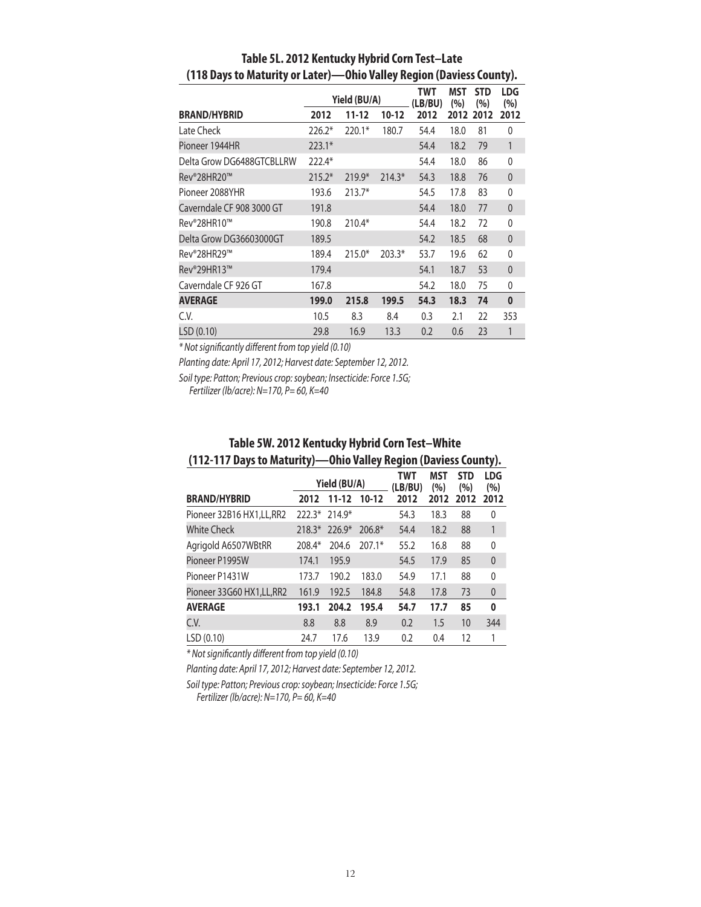## Table 5L. 2012 Kentucky Hybrid Corn Test–Late (118 Days to Maturity or Later)—Ohio Valley Region (Daviess County).

| | Yield (BU/A) | | | TWT (LB/BU) | MST (%) | STD (%) | LDG (%) |
|---|---|---|---|---|---|---|---|
| **BRAND/HYBRID** | **2012** | **11-12** | **10-12** | **2012** | **2012** | **2012** | **2012** |
| Late Check | 226.2* | 220.1* | 180.7 | 54.4 | 18.0 | 81 | 0 |
| Pioneer 1944HR | 223.1* | | | 54.4 | 18.2 | 79 | 1 |
| Delta Grow DG6488GTCBLLRW | 222.4* | | | 54.4 | 18.0 | 86 | 0 |
| Rev®28HR20™ | 215.2* | 219.9* | 214.3* | 54.3 | 18.8 | 76 | 0 |
| Pioneer 2088YHR | 193.6 | 213.7* | | 54.5 | 17.8 | 83 | 0 |
| Caverndale CF 908 3000 GT | 191.8 | | | 54.4 | 18.0 | 77 | 0 |
| Rev®28HR10™ | 190.8 | 210.4* | | 54.4 | 18.2 | 72 | 0 |
| Delta Grow DG36603000GT | 189.5 | | | 54.2 | 18.5 | 68 | 0 |
| Rev®28HR29™ | 189.4 | 215.0* | 203.3* | 53.7 | 19.6 | 62 | 0 |
| Rev®29HR13™ | 179.4 | | | 54.1 | 18.7 | 53 | 0 |
| Caverndale CF 926 GT | 167.8 | | | 54.2 | 18.0 | 75 | 0 |
| **AVERAGE** | **199.0** | **215.8** | **199.5** | **54.3** | **18.3** | **74** | **0** |
| C.V. | 10.5 | 8.3 | 8.4 | 0.3 | 2.1 | 22 | 353 |
| LSD (0.10) | 29.8 | 16.9 | 13.3 | 0.2 | 0.6 | 23 | 1 |

*\* Not significantly different from top yield (0.10)*

*Planting date: April 17, 2012; Harvest date: September 12, 2012.*

*Soil type: Patton; Previous crop: soybean; Insecticide: Force 1.5G; Fertilizer (lb/acre): N=170, P= 60, K=40*

## Table 5W. 2012 Kentucky Hybrid Corn Test–White (112-117 Days to Maturity)—Ohio Valley Region (Daviess County).

| | Yield (BU/A) | | | TWT (LB/BU) | MST (%) | STD (%) | LDG (%) |
|---|---|---|---|---|---|---|---|
| **BRAND/HYBRID** | **2012** | **11-12** | **10-12** | **2012** | **2012** | **2012** | **2012** |
| Pioneer 32B16 HX1,LL,RR2 | 222.3* | 214.9* | | 54.3 | 18.3 | 88 | 0 |
| White Check | 218.3* | 226.9* | 206.8* | 54.4 | 18.2 | 88 | 1 |
| Agrigold A6507WBtRR | 208.4* | 204.6 | 207.1* | 55.2 | 16.8 | 88 | 0 |
| Pioneer P1995W | 174.1 | 195.9 | | 54.5 | 17.9 | 85 | 0 |
| Pioneer P1431W | 173.7 | 190.2 | 183.0 | 54.9 | 17.1 | 88 | 0 |
| Pioneer 33G60 HX1,LL,RR2 | 161.9 | 192.5 | 184.8 | 54.8 | 17.8 | 73 | 0 |
| **AVERAGE** | **193.1** | **204.2** | **195.4** | **54.7** | **17.7** | **85** | **0** |
| C.V. | 8.8 | 8.8 | 8.9 | 0.2 | 1.5 | 10 | 344 |
| LSD (0.10) | 24.7 | 17.6 | 13.9 | 0.2 | 0.4 | 12 | 1 |

*\* Not significantly different from top yield (0.10)*

*Planting date: April 17, 2012; Harvest date: September 12, 2012.*

*Soil type: Patton; Previous crop: soybean; Insecticide: Force 1.5G; Fertilizer (lb/acre): N=170, P= 60, K=40*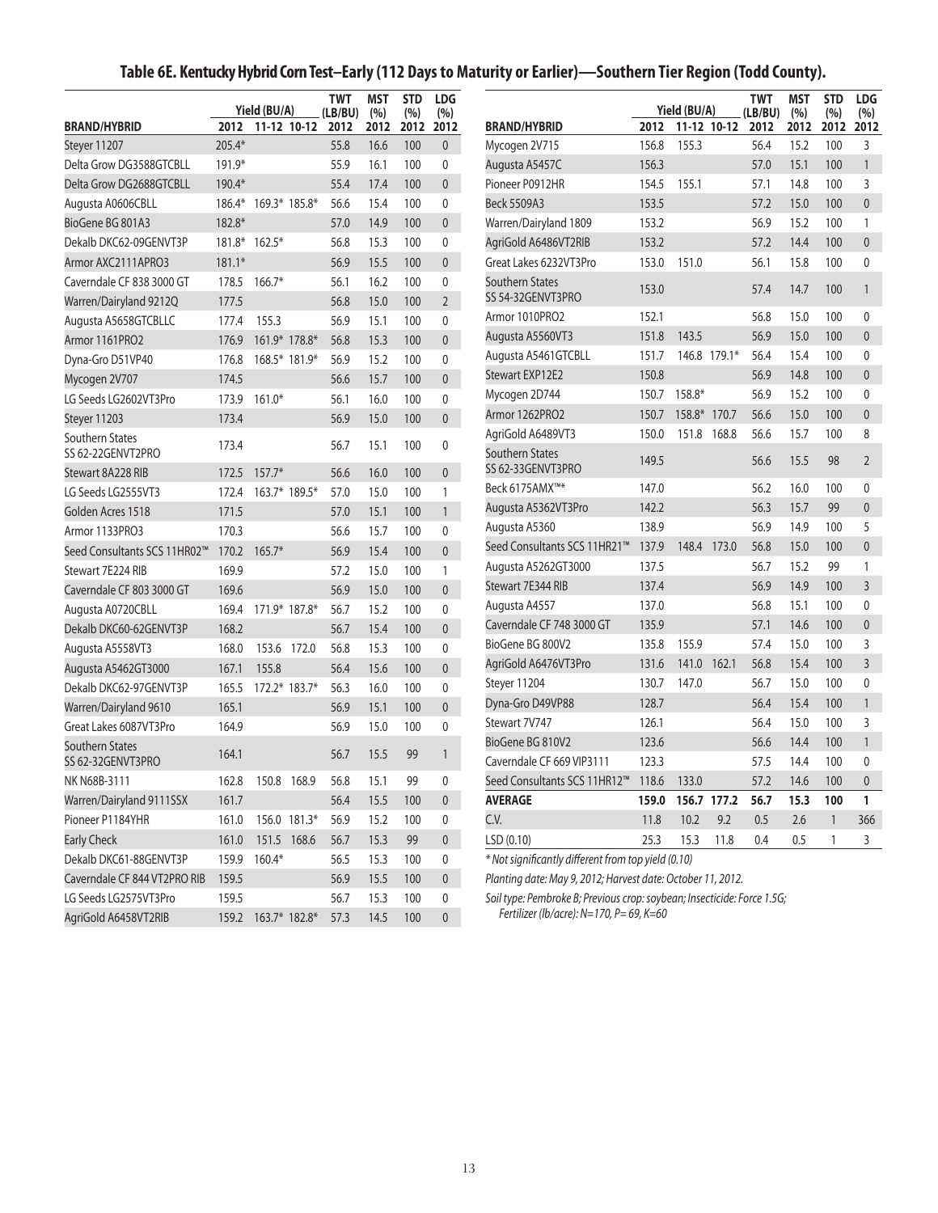# Table 6E. Kentucky Hybrid Corn Test–Early (112 Days to Maturity or Earlier)—Southern Tier Region (Todd County).

| BRAND/HYBRID | Yield (BU/A) 2012 | 11-12 | 10-12 | TWT (LB/BU) 2012 | MST (%) 2012 | STD (%) 2012 | LDG (%) 2012 |
|---|---|---|---|---|---|---|---|
| Steyer 11207 | 205.4* | | | 55.8 | 16.6 | 100 | 0 |
| Delta Grow DG3588GTCBLL | 191.9* | | | 55.9 | 16.1 | 100 | 0 |
| Delta Grow DG2688GTCBLL | 190.4* | | | 55.4 | 17.4 | 100 | 0 |
| Augusta A0606CBLL | 186.4* | 169.3* | 185.8* | 56.6 | 15.4 | 100 | 0 |
| BioGene BG 801A3 | 182.8* | | | 57.0 | 14.9 | 100 | 0 |
| Dekalb DKC62-09GENVT3P | 181.8* | 162.5* | | 56.8 | 15.3 | 100 | 0 |
| Armor AXC2111APRO3 | 181.1* | | | 56.9 | 15.5 | 100 | 0 |
| Caverndale CF 838 3000 GT | 178.5 | 166.7* | | 56.1 | 16.2 | 100 | 0 |
| Warren/Dairyland 9212Q | 177.5 | | | 56.8 | 15.0 | 100 | 2 |
| Augusta A5658GTCBLLC | 177.4 | 155.3 | | 56.9 | 15.1 | 100 | 0 |
| Armor 1161PRO2 | 176.9 | 161.9* | 178.8* | 56.8 | 15.3 | 100 | 0 |
| Dyna-Gro D51VP40 | 176.8 | 168.5* | 181.9* | 56.9 | 15.2 | 100 | 0 |
| Mycogen 2V707 | 174.5 | | | 56.6 | 15.7 | 100 | 0 |
| LG Seeds LG2602VT3Pro | 173.9 | 161.0* | | 56.1 | 16.0 | 100 | 0 |
| Steyer 11203 | 173.4 | | | 56.9 | 15.0 | 100 | 0 |
| Southern States SS 62-22GENVT2PRO | 173.4 | | | 56.7 | 15.1 | 100 | 0 |
| Stewart 8A228 RIB | 172.5 | 157.7* | | 56.6 | 16.0 | 100 | 0 |
| LG Seeds LG2555VT3 | 172.4 | 163.7* | 189.5* | 57.0 | 15.0 | 100 | 1 |
| Golden Acres 1518 | 171.5 | | | 57.0 | 15.1 | 100 | 1 |
| Armor 1133PRO3 | 170.3 | | | 56.6 | 15.7 | 100 | 0 |
| Seed Consultants SCS 11HR02™ | 170.2 | 165.7* | | 56.9 | 15.4 | 100 | 0 |
| Stewart 7E224 RIB | 169.9 | | | 57.2 | 15.0 | 100 | 1 |
| Caverndale CF 803 3000 GT | 169.6 | | | 56.9 | 15.0 | 100 | 0 |
| Augusta A0720CBLL | 169.4 | 171.9* | 187.8* | 56.7 | 15.2 | 100 | 0 |
| Dekalb DKC60-62GENVT3P | 168.2 | | | 56.7 | 15.4 | 100 | 0 |
| Augusta A5558VT3 | 168.0 | 153.6 | 172.0 | 56.8 | 15.3 | 100 | 0 |
| Augusta A5462GT3000 | 167.1 | 155.8 | | 56.4 | 15.6 | 100 | 0 |
| Dekalb DKC62-97GENVT3P | 165.5 | 172.2* | 183.7* | 56.3 | 16.0 | 100 | 0 |
| Warren/Dairyland 9610 | 165.1 | | | 56.9 | 15.1 | 100 | 0 |
| Great Lakes 6087VT3Pro | 164.9 | | | 56.9 | 15.0 | 100 | 0 |
| Southern States SS 62-32GENVT3PRO | 164.1 | | | 56.7 | 15.5 | 99 | 1 |
| NK N68B-3111 | 162.8 | 150.8 | 168.9 | 56.8 | 15.1 | 99 | 0 |
| Warren/Dairyland 9111SSX | 161.7 | | | 56.4 | 15.5 | 100 | 0 |
| Pioneer P1184YHR | 161.0 | 156.0 | 181.3* | 56.9 | 15.2 | 100 | 0 |
| Early Check | 161.0 | 151.5 | 168.6 | 56.7 | 15.3 | 99 | 0 |
| Dekalb DKC61-88GENVT3P | 159.9 | 160.4* | | 56.5 | 15.3 | 100 | 0 |
| Caverndale CF 844 VT2PRO RIB | 159.5 | | | 56.9 | 15.5 | 100 | 0 |
| LG Seeds LG2575VT3Pro | 159.5 | | | 56.7 | 15.3 | 100 | 0 |
| AgriGold A6458VT2RIB | 159.2 | 163.7* | 182.8* | 57.3 | 14.5 | 100 | 0 |
| Mycogen 2V715 | 156.8 | 155.3 | | 56.4 | 15.2 | 100 | 3 |
| Augusta A5457C | 156.3 | | | 57.0 | 15.1 | 100 | 1 |
| Pioneer P0912HR | 154.5 | 155.1 | | 57.1 | 14.8 | 100 | 3 |
| Beck 5509A3 | 153.5 | | | 57.2 | 15.0 | 100 | 0 |
| Warren/Dairyland 1809 | 153.2 | | | 56.9 | 15.2 | 100 | 1 |
| AgriGold A6486VT2RIB | 153.2 | | | 57.2 | 14.4 | 100 | 0 |
| Great Lakes 6232VT3Pro | 153.0 | 151.0 | | 56.1 | 15.8 | 100 | 0 |
| Southern States SS 54-32GENVT3PRO | 153.0 | | | 57.4 | 14.7 | 100 | 1 |
| Armor 1010PRO2 | 152.1 | | | 56.8 | 15.0 | 100 | 0 |
| Augusta A5560VT3 | 151.8 | 143.5 | | 56.9 | 15.0 | 100 | 0 |
| Augusta A5461GTCBLL | 151.7 | 146.8 | 179.1* | 56.4 | 15.4 | 100 | 0 |
| Stewart EXP12E2 | 150.8 | | | 56.9 | 14.8 | 100 | 0 |
| Mycogen 2D744 | 150.7 | 158.8* | | 56.9 | 15.2 | 100 | 0 |
| Armor 1262PRO2 | 150.7 | 158.8* | 170.7 | 56.6 | 15.0 | 100 | 0 |
| AgriGold A6489VT3 | 150.0 | 151.8 | 168.8 | 56.6 | 15.7 | 100 | 8 |
| Southern States SS 62-33GENVT3PRO | 149.5 | | | 56.6 | 15.5 | 98 | 2 |
| Beck 6175AMX™* | 147.0 | | | 56.2 | 16.0 | 100 | 0 |
| Augusta A5362VT3Pro | 142.2 | | | 56.3 | 15.7 | 99 | 0 |
| Augusta A5360 | 138.9 | | | 56.9 | 14.9 | 100 | 5 |
| Seed Consultants SCS 11HR21™ | 137.9 | 148.4 | 173.0 | 56.8 | 15.0 | 100 | 0 |
| Augusta A5262GT3000 | 137.5 | | | 56.7 | 15.2 | 99 | 1 |
| Stewart 7E344 RIB | 137.4 | | | 56.9 | 14.9 | 100 | 3 |
| Augusta A4557 | 137.0 | | | 56.8 | 15.1 | 100 | 0 |
| Caverndale CF 748 3000 GT | 135.9 | | | 57.1 | 14.6 | 100 | 0 |
| BioGene BG 800V2 | 135.8 | 155.9 | | 57.4 | 15.0 | 100 | 3 |
| AgriGold A6476VT3Pro | 131.6 | 141.0 | 162.1 | 56.8 | 15.4 | 100 | 3 |
| Steyer 11204 | 130.7 | 147.0 | | 56.7 | 15.0 | 100 | 0 |
| Dyna-Gro D49VP88 | 128.7 | | | 56.4 | 15.4 | 100 | 1 |
| Stewart 7V747 | 126.1 | | | 56.4 | 15.0 | 100 | 3 |
| BioGene BG 810V2 | 123.6 | | | 56.6 | 14.4 | 100 | 1 |
| Caverndale CF 669 VIP3111 | 123.3 | | | 57.5 | 14.4 | 100 | 0 |
| Seed Consultants SCS 11HR12™ | 118.6 | 133.0 | | 57.2 | 14.6 | 100 | 0 |
| **AVERAGE** | **159.0** | **156.7** | **177.2** | **56.7** | **15.3** | **100** | **1** |
| C.V. | 11.8 | 10.2 | 9.2 | 0.5 | 2.6 | 1 | 366 |
| LSD (0.10) | 25.3 | 15.3 | 11.8 | 0.4 | 0.5 | 1 | 3 |

*\* Not significantly different from top yield (0.10)*

*Planting date: May 9, 2012; Harvest date: October 11, 2012.*

*Soil type: Pembroke B; Previous crop: soybean; Insecticide: Force 1.5G; Fertilizer (lb/acre): N=170, P= 69, K=60*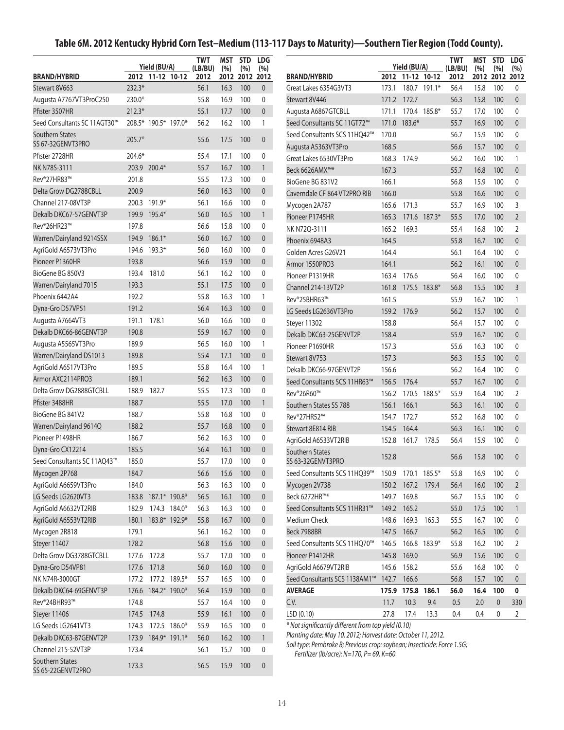# Table 6M. 2012 Kentucky Hybrid Corn Test–Medium (113-117 Days to Maturity)—Southern Tier Region (Todd County).

| BRAND/HYBRID | Yield (BU/A) 2012 | 11-12 | 10-12 | TWT (LB/BU) 2012 | MST (%) 2012 | STD (%) 2012 | LDG (%) 2012 |
|---|---|---|---|---|---|---|---|
| Stewart 8V663 | 232.3* | | | 56.1 | 16.3 | 100 | 0 |
| Augusta A7767VT3ProC250 | 230.0* | | | 55.8 | 16.9 | 100 | 0 |
| Pfister 3507HR | 212.3* | | | 55.1 | 17.7 | 100 | 0 |
| Seed Consultants SC 11AGT30™ | 208.5* | 190.5* | 197.0* | 56.2 | 16.2 | 100 | 1 |
| Southern States SS 67-32GENVT3PRO | 205.7* | | | 55.6 | 17.5 | 100 | 0 |
| Pfister 2728HR | 204.6* | | | 55.4 | 17.1 | 100 | 0 |
| NK N78S-3111 | 203.9 | 200.4* | | 55.7 | 16.7 | 100 | 1 |
| Rev®27HR83™ | 201.8 | | | 55.5 | 17.3 | 100 | 0 |
| Delta Grow DG2788CBLL | 200.9 | | | 56.0 | 16.3 | 100 | 0 |
| Channel 217-08VT3P | 200.3 | 191.9* | | 56.1 | 16.6 | 100 | 0 |
| Dekalb DKC67-57GENVT3P | 199.9 | 195.4* | | 56.0 | 16.5 | 100 | 1 |
| Rev®26HR23™ | 197.8 | | | 56.6 | 15.8 | 100 | 0 |
| Warren/Dairyland 9214SSX | 194.9 | 186.1* | | 56.0 | 16.7 | 100 | 0 |
| AgriGold A6573VT3Pro | 194.6 | 193.3* | | 56.0 | 16.0 | 100 | 0 |
| Pioneer P1360HR | 193.8 | | | 56.6 | 15.9 | 100 | 0 |
| BioGene BG 850V3 | 193.4 | 181.0 | | 56.1 | 16.2 | 100 | 0 |
| Warren/Dairyland 7015 | 193.3 | | | 55.1 | 17.5 | 100 | 0 |
| Phoenix 6442A4 | 192.2 | | | 55.8 | 16.3 | 100 | 1 |
| Dyna-Gro D57VP51 | 191.2 | | | 56.4 | 16.3 | 100 | 0 |
| Augusta A7664VT3 | 191.1 | 178.1 | | 56.0 | 16.6 | 100 | 0 |
| Dekalb DKC66-86GENVT3P | 190.8 | | | 55.9 | 16.7 | 100 | 0 |
| Augusta A5565VT3Pro | 189.9 | | | 56.5 | 16.0 | 100 | 1 |
| Warren/Dairyland DS1013 | 189.8 | | | 55.4 | 17.1 | 100 | 0 |
| AgriGold A6517VT3Pro | 189.5 | | | 55.8 | 16.4 | 100 | 1 |
| Armor AXC2114PRO3 | 189.1 | | | 56.2 | 16.3 | 100 | 0 |
| Delta Grow DG2888GTCBLL | 188.9 | 182.7 | | 55.5 | 17.3 | 100 | 0 |
| Pfister 3488HR | 188.7 | | | 55.5 | 17.0 | 100 | 1 |
| BioGene BG 841V2 | 188.7 | | | 55.8 | 16.8 | 100 | 0 |
| Warren/Dairyland 9614Q | 188.2 | | | 55.7 | 16.8 | 100 | 0 |
| Pioneer P1498HR | 186.7 | | | 56.2 | 16.3 | 100 | 0 |
| Dyna-Gro CX12214 | 185.5 | | | 56.4 | 16.1 | 100 | 0 |
| Seed Consultants SC 11AQ43™ | 185.0 | | | 55.7 | 17.0 | 100 | 0 |
| Mycogen 2P768 | 184.7 | | | 56.6 | 15.6 | 100 | 0 |
| AgriGold A6659VT3Pro | 184.0 | | | 56.3 | 16.3 | 100 | 0 |
| LG Seeds LG2620VT3 | 183.8 | 187.1* | 190.8* | 56.5 | 16.1 | 100 | 0 |
| AgriGold A6632VT2RIB | 182.9 | 174.3 | 184.0* | 56.3 | 16.3 | 100 | 0 |
| AgriGold A6553VT2RIB | 180.1 | 183.8* | 192.9* | 55.8 | 16.7 | 100 | 0 |
| Mycogen 2R818 | 179.1 | | | 56.1 | 16.2 | 100 | 0 |
| Steyer 11407 | 178.2 | | | 56.8 | 15.6 | 100 | 0 |
| Delta Grow DG3788GTCBLL | 177.6 | 172.8 | | 55.7 | 17.0 | 100 | 0 |
| Dyna-Gro D54VP81 | 177.6 | 171.8 | | 56.0 | 16.0 | 100 | 0 |
| NK N74R-3000GT | 177.2 | 177.2 | 189.5* | 55.7 | 16.5 | 100 | 0 |
| Dekalb DKC64-69GENVT3P | 176.6 | 184.2* | 190.0* | 56.4 | 15.9 | 100 | 0 |
| Rev®24BHR93™ | 174.8 | | | 55.7 | 16.4 | 100 | 0 |
| Steyer 11406 | 174.5 | 174.8 | | 55.9 | 16.1 | 100 | 0 |
| LG Seeds LG2641VT3 | 174.3 | 172.5 | 186.0* | 55.9 | 16.5 | 100 | 0 |
| Dekalb DKC63-87GENVT2P | 173.9 | 184.9* | 191.1* | 56.0 | 16.2 | 100 | 1 |
| Channel 215-52VT3P | 173.4 | | | 56.1 | 15.7 | 100 | 0 |
| Southern States SS 65-22GENVT2PRO | 173.3 | | | 56.5 | 15.9 | 100 | 0 |
| Great Lakes 6354G3VT3 | 173.1 | 180.7 | 191.1* | 56.4 | 15.8 | 100 | 0 |
| Stewart 8V446 | 171.2 | 172.7 | | 56.3 | 15.8 | 100 | 0 |
| Augusta A6867GTCBLL | 171.1 | 170.4 | 185.8* | 55.7 | 17.0 | 100 | 0 |
| Seed Consultants SC 11GT72™ | 171.0 | 183.6* | | 55.7 | 16.9 | 100 | 0 |
| Seed Consultants SCS 11HQ42™ | 170.0 | | | 56.7 | 15.9 | 100 | 0 |
| Augusta A5363VT3Pro | 168.5 | | | 56.6 | 15.7 | 100 | 0 |
| Great Lakes 6530VT3Pro | 168.3 | 174.9 | | 56.2 | 16.0 | 100 | 1 |
| Beck 6626AMX™* | 167.3 | | | 55.7 | 16.8 | 100 | 0 |
| BioGene BG 831V2 | 166.1 | | | 56.8 | 15.9 | 100 | 0 |
| Caverndale CF 864 VT2PRO RIB | 166.0 | | | 55.8 | 16.6 | 100 | 0 |
| Mycogen 2A787 | 165.6 | 171.3 | | 55.7 | 16.9 | 100 | 3 |
| Pioneer P1745HR | 165.3 | 171.6 | 187.3* | 55.5 | 17.0 | 100 | 2 |
| NK N72Q-3111 | 165.2 | 169.3 | | 55.4 | 16.8 | 100 | 2 |
| Phoenix 6948A3 | 164.5 | | | 55.8 | 16.7 | 100 | 0 |
| Golden Acres G26V21 | 164.4 | | | 56.1 | 16.4 | 100 | 0 |
| Armor 1550PRO3 | 164.1 | | | 56.2 | 16.1 | 100 | 0 |
| Pioneer P1319HR | 163.4 | 176.6 | | 56.4 | 16.0 | 100 | 0 |
| Channel 214-13VT2P | 161.8 | 175.5 | 183.8* | 56.8 | 15.5 | 100 | 3 |
| Rev®25BHR63™ | 161.5 | | | 55.9 | 16.7 | 100 | 1 |
| LG Seeds LG2636VT3Pro | 159.2 | 176.9 | | 56.2 | 15.7 | 100 | 0 |
| Steyer 11302 | 158.8 | | | 56.4 | 15.7 | 100 | 0 |
| Dekalb DKC63-25GENVT2P | 158.4 | | | 55.9 | 16.7 | 100 | 0 |
| Pioneer P1690HR | 157.3 | | | 55.6 | 16.3 | 100 | 0 |
| Stewart 8V753 | 157.3 | | | 56.3 | 15.5 | 100 | 0 |
| Dekalb DKC66-97GENVT2P | 156.6 | | | 56.2 | 16.4 | 100 | 0 |
| Seed Consultants SCS 11HR63™ | 156.5 | 176.4 | | 55.7 | 16.7 | 100 | 0 |
| Rev®26R60™ | 156.2 | 170.5 | 188.5* | 55.9 | 16.4 | 100 | 2 |
| Southern States SS 788 | 156.1 | 166.1 | | 56.3 | 16.1 | 100 | 0 |
| Rev®27HR52™ | 154.7 | 172.7 | | 55.2 | 16.8 | 100 | 0 |
| Stewart 8E814 RIB | 154.5 | 164.4 | | 56.3 | 16.1 | 100 | 0 |
| AgriGold A6533VT2RIB | 152.8 | 161.7 | 178.5 | 56.4 | 15.9 | 100 | 0 |
| Southern States SS 63-32GENVT3PRO | 152.8 | | | 56.6 | 15.8 | 100 | 0 |
| Seed Consultants SCS 11HQ39™ | 150.9 | 170.1 | 185.5* | 55.8 | 16.9 | 100 | 0 |
| Mycogen 2V738 | 150.2 | 167.2 | 179.4 | 56.4 | 16.0 | 100 | 2 |
| Beck 6272HR™* | 149.7 | 169.8 | | 56.7 | 15.5 | 100 | 0 |
| Seed Consultants SCS 11HR31™ | 149.2 | 165.2 | | 55.0 | 17.5 | 100 | 1 |
| Medium Check | 148.6 | 169.3 | 165.3 | 55.5 | 16.7 | 100 | 0 |
| Beck 7988BR | 147.5 | 166.7 | | 56.2 | 16.5 | 100 | 0 |
| Seed Consultants SCS 11HQ70™ | 146.5 | 166.8 | 183.9* | 55.8 | 16.2 | 100 | 2 |
| Pioneer P1412HR | 145.8 | 169.0 | | 56.9 | 15.6 | 100 | 0 |
| AgriGold A6679VT2RIB | 145.6 | 158.2 | | 55.6 | 16.8 | 100 | 0 |
| Seed Consultants SCS 1138AM1™ | 142.7 | 166.6 | | 56.8 | 15.7 | 100 | 0 |
| **AVERAGE** | **175.9** | **175.8** | **186.1** | **56.0** | **16.4** | **100** | **0** |
| C.V. | 11.7 | 10.3 | 9.4 | 0.5 | 2.0 | 0 | 330 |
| LSD (0.10) | 27.8 | 17.4 | 13.3 | 0.4 | 0.4 | 0 | 2 |

*\* Not significantly different from top yield (0.10)*

*Planting date: May 10, 2012; Harvest date: October 11, 2012.*

*Soil type: Pembroke B; Previous crop: soybean; Insecticide: Force 1.5G; Fertilizer (lb/acre): N=170, P= 69, K=60*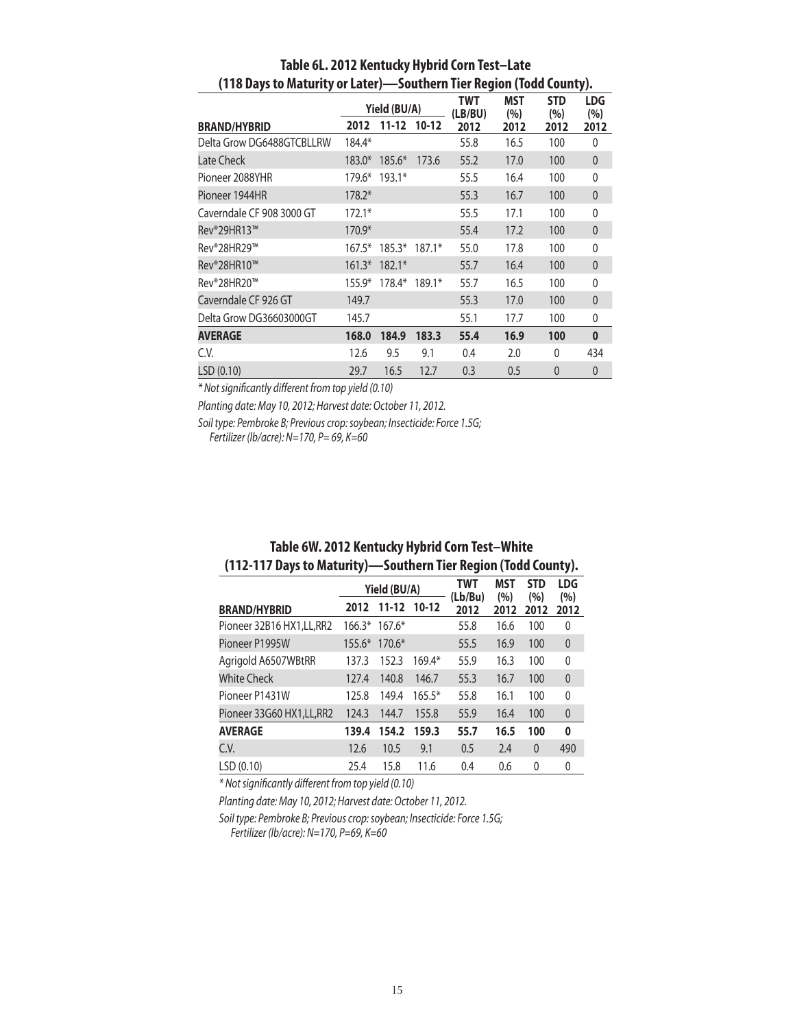## Table 6L. 2012 Kentucky Hybrid Corn Test–Late (118 Days to Maturity or Later)—Southern Tier Region (Todd County).

| | Yield (BU/A) | | | TWT (LB/BU) | MST (%) | STD (%) | LDG (%) |
|---|---|---|---|---|---|---|---|
| BRAND/HYBRID | 2012 | 11-12 | 10-12 | 2012 | 2012 | 2012 | 2012 |
| Delta Grow DG6488GTCBLLRW | 184.4* | | | 55.8 | 16.5 | 100 | 0 |
| Late Check | 183.0* | 185.6* | 173.6 | 55.2 | 17.0 | 100 | 0 |
| Pioneer 2088YHR | 179.6* | 193.1* | | 55.5 | 16.4 | 100 | 0 |
| Pioneer 1944HR | 178.2* | | | 55.3 | 16.7 | 100 | 0 |
| Caverndale CF 908 3000 GT | 172.1* | | | 55.5 | 17.1 | 100 | 0 |
| Rev®29HR13™ | 170.9* | | | 55.4 | 17.2 | 100 | 0 |
| Rev®28HR29™ | 167.5* | 185.3* | 187.1* | 55.0 | 17.8 | 100 | 0 |
| Rev®28HR10™ | 161.3* | 182.1* | | 55.7 | 16.4 | 100 | 0 |
| Rev®28HR20™ | 155.9* | 178.4* | 189.1* | 55.7 | 16.5 | 100 | 0 |
| Caverndale CF 926 GT | 149.7 | | | 55.3 | 17.0 | 100 | 0 |
| Delta Grow DG36603000GT | 145.7 | | | 55.1 | 17.7 | 100 | 0 |
| **AVERAGE** | **168.0** | **184.9** | **183.3** | **55.4** | **16.9** | **100** | **0** |
| C.V. | 12.6 | 9.5 | 9.1 | 0.4 | 2.0 | 0 | 434 |
| LSD (0.10) | 29.7 | 16.5 | 12.7 | 0.3 | 0.5 | 0 | 0 |

*\* Not significantly different from top yield (0.10)*

*Planting date: May 10, 2012; Harvest date: October 11, 2012.*

*Soil type: Pembroke B; Previous crop: soybean; Insecticide: Force 1.5G; Fertilizer (lb/acre): N=170, P= 69, K=60*

## Table 6W. 2012 Kentucky Hybrid Corn Test–White (112-117 Days to Maturity)—Southern Tier Region (Todd County).

| | Yield (BU/A) | | | TWT (Lb/Bu) | MST (%) | STD (%) | LDG (%) |
|---|---|---|---|---|---|---|---|
| BRAND/HYBRID | 2012 | 11-12 | 10-12 | 2012 | 2012 | 2012 | 2012 |
| Pioneer 32B16 HX1,LL,RR2 | 166.3* | 167.6* | | 55.8 | 16.6 | 100 | 0 |
| Pioneer P1995W | 155.6* | 170.6* | | 55.5 | 16.9 | 100 | 0 |
| Agrigold A6507WBtRR | 137.3 | 152.3 | 169.4* | 55.9 | 16.3 | 100 | 0 |
| White Check | 127.4 | 140.8 | 146.7 | 55.3 | 16.7 | 100 | 0 |
| Pioneer P1431W | 125.8 | 149.4 | 165.5* | 55.8 | 16.1 | 100 | 0 |
| Pioneer 33G60 HX1,LL,RR2 | 124.3 | 144.7 | 155.8 | 55.9 | 16.4 | 100 | 0 |
| **AVERAGE** | **139.4** | **154.2** | **159.3** | **55.7** | **16.5** | **100** | **0** |
| C.V. | 12.6 | 10.5 | 9.1 | 0.5 | 2.4 | 0 | 490 |
| LSD (0.10) | 25.4 | 15.8 | 11.6 | 0.4 | 0.6 | 0 | 0 |

*\* Not significantly different from top yield (0.10)*

*Planting date: May 10, 2012; Harvest date: October 11, 2012.*

*Soil type: Pembroke B; Previous crop: soybean; Insecticide: Force 1.5G; Fertilizer (lb/acre): N=170, P=69, K=60*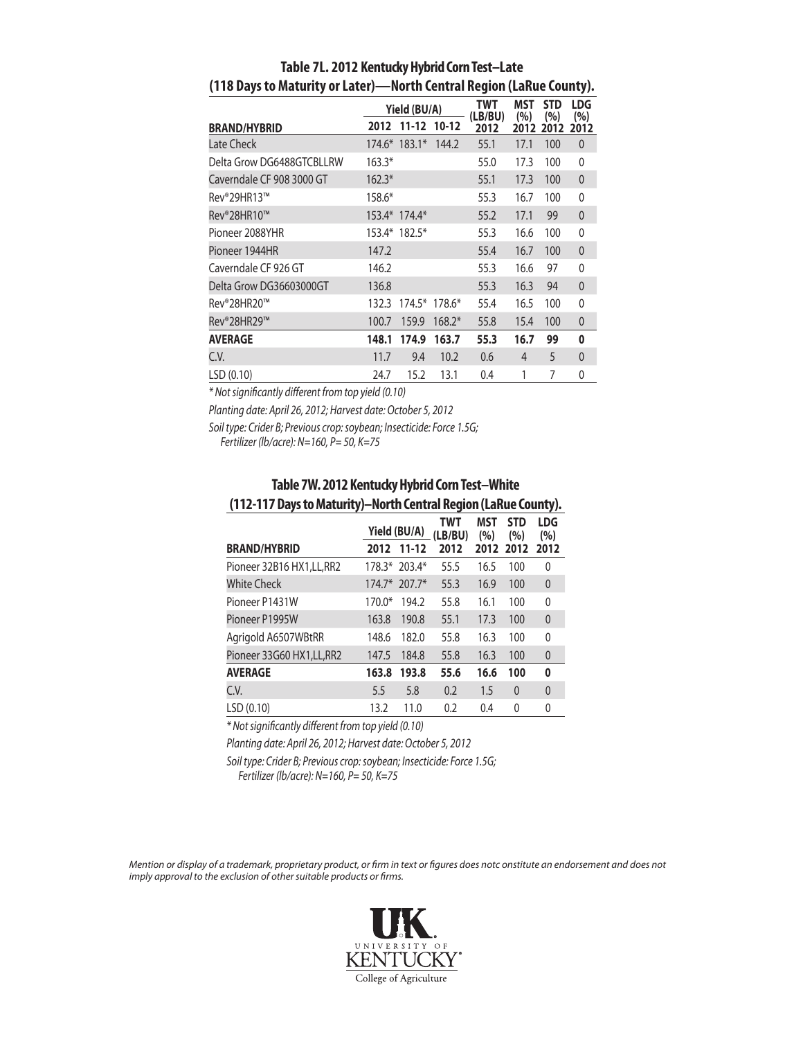## Table 7L. 2012 Kentucky Hybrid Corn Test–Late (118 Days to Maturity or Later)—North Central Region (LaRue County).

| BRAND/HYBRID | Yield (BU/A) 2012 | Yield (BU/A) 11-12 | Yield (BU/A) 10-12 | TWT (LB/BU) 2012 | MST (%) 2012 | STD (%) 2012 | LDG (%) 2012 |
|---|---|---|---|---|---|---|---|
| Late Check | 174.6* | 183.1* | 144.2 | 55.1 | 17.1 | 100 | 0 |
| Delta Grow DG6488GTCBLLRW | 163.3* | | | 55.0 | 17.3 | 100 | 0 |
| Caverndale CF 908 3000 GT | 162.3* | | | 55.1 | 17.3 | 100 | 0 |
| Rev®29HR13™ | 158.6* | | | 55.3 | 16.7 | 100 | 0 |
| Rev®28HR10™ | 153.4* | 174.4* | | 55.2 | 17.1 | 99 | 0 |
| Pioneer 2088YHR | 153.4* | 182.5* | | 55.3 | 16.6 | 100 | 0 |
| Pioneer 1944HR | 147.2 | | | 55.4 | 16.7 | 100 | 0 |
| Caverndale CF 926 GT | 146.2 | | | 55.3 | 16.6 | 97 | 0 |
| Delta Grow DG36603000GT | 136.8 | | | 55.3 | 16.3 | 94 | 0 |
| Rev®28HR20™ | 132.3 | 174.5* | 178.6* | 55.4 | 16.5 | 100 | 0 |
| Rev®28HR29™ | 100.7 | 159.9 | 168.2* | 55.8 | 15.4 | 100 | 0 |
| **AVERAGE** | **148.1** | **174.9** | **163.7** | **55.3** | **16.7** | **99** | **0** |
| C.V. | 11.7 | 9.4 | 10.2 | 0.6 | 4 | 5 | 0 |
| LSD (0.10) | 24.7 | 15.2 | 13.1 | 0.4 | 1 | 7 | 0 |

*\* Not significantly different from top yield (0.10)*

*Planting date: April 26, 2012; Harvest date: October 5, 2012*

*Soil type: Crider B; Previous crop: soybean; Insecticide: Force 1.5G; Fertilizer (lb/acre): N=160, P= 50, K=75*

## Table 7W. 2012 Kentucky Hybrid Corn Test–White (112-117 Days to Maturity)–North Central Region (LaRue County).

| BRAND/HYBRID | Yield (BU/A) 2012 | Yield (BU/A) 11-12 | TWT (LB/BU) 2012 | MST (%) 2012 | STD (%) 2012 | LDG (%) 2012 |
|---|---|---|---|---|---|---|
| Pioneer 32B16 HX1,LL,RR2 | 178.3* | 203.4* | 55.5 | 16.5 | 100 | 0 |
| White Check | 174.7* | 207.7* | 55.3 | 16.9 | 100 | 0 |
| Pioneer P1431W | 170.0* | 194.2 | 55.8 | 16.1 | 100 | 0 |
| Pioneer P1995W | 163.8 | 190.8 | 55.1 | 17.3 | 100 | 0 |
| Agrigold A6507WBtRR | 148.6 | 182.0 | 55.8 | 16.3 | 100 | 0 |
| Pioneer 33G60 HX1,LL,RR2 | 147.5 | 184.8 | 55.8 | 16.3 | 100 | 0 |
| **AVERAGE** | **163.8** | **193.8** | **55.6** | **16.6** | **100** | **0** |
| C.V. | 5.5 | 5.8 | 0.2 | 1.5 | 0 | 0 |
| LSD (0.10) | 13.2 | 11.0 | 0.2 | 0.4 | 0 | 0 |

*\* Not significantly different from top yield (0.10)*

*Planting date: April 26, 2012; Harvest date: October 5, 2012*

*Soil type: Crider B; Previous crop: soybean; Insecticide: Force 1.5G; Fertilizer (lb/acre): N=160, P= 50, K=75*

*Mention or display of a trademark, proprietary product, or firm in text or figures does notc onstitute an endorsement and does not imply approval to the exclusion of other suitable products or firms.*

UK. UNIVERSITY OF KENTUCKY® College of Agriculture